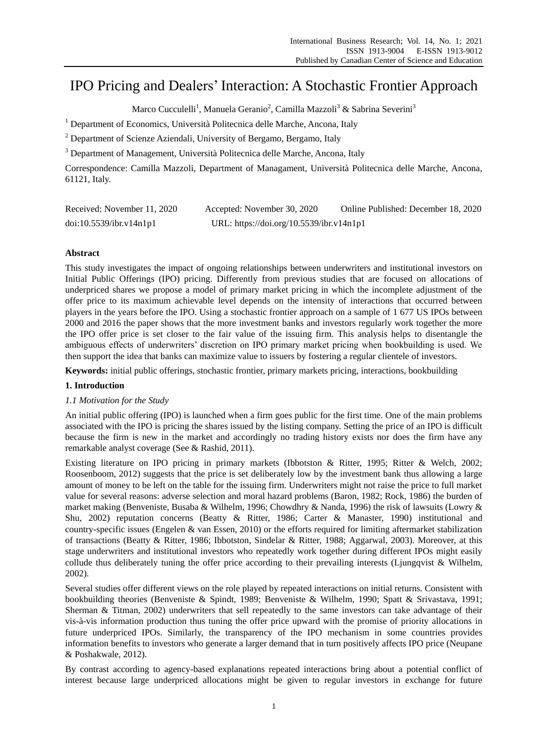# IPO Pricing and Dealers' Interaction: A Stochastic Frontier Approach

Marco Cucculelli[1], Manuela Geranio[2], Camilla Mazzoli[3] & Sabrina Severini[3]

[1] Department of Economics, Università Politecnica delle Marche, Ancona, Italy

[2] Department of Scienze Aziendali, University of Bergamo, Bergamo, Italy

[3] Department of Management, Università Politecnica delle Marche, Ancona, Italy

Correspondence: Camilla Mazzoli, Department of Managament, Università Politecnica delle Marche, Ancona, 61121, Italy.

Received: November 11, 2020 Accepted: November 30, 2020 Online Published: December 18, 2020

doi:10.5539/ibr.v14n1p1 URL: https://doi.org/10.5539/ibr.v14n1p1

## Abstract

This study investigates the impact of ongoing relationships between underwriters and institutional investors on Initial Public Offerings (IPO) pricing. Differently from previous studies that are focused on allocations of underpriced shares we propose a model of primary market pricing in which the incomplete adjustment of the offer price to its maximum achievable level depends on the intensity of interactions that occurred between players in the years before the IPO. Using a stochastic frontier approach on a sample of 1 677 US IPOs between 2000 and 2016 the paper shows that the more investment banks and investors regularly work together the more the IPO offer price is set closer to the fair value of the issuing firm. This analysis helps to disentangle the ambiguous effects of underwriters' discretion on IPO primary market pricing when bookbuilding is used. We then support the idea that banks can maximize value to issuers by fostering a regular clientele of investors.

**Keywords:** initial public offerings, stochastic frontier, primary markets pricing, interactions, bookbuilding

## 1. Introduction

### *1.1 Motivation for the Study*

An initial public offering (IPO) is launched when a firm goes public for the first time. One of the main problems associated with the IPO is pricing the shares issued by the listing company. Setting the price of an IPO is difficult because the firm is new in the market and accordingly no trading history exists nor does the firm have any remarkable analyst coverage (See & Rashid, 2011).

Existing literature on IPO pricing in primary markets (Ibbotston & Ritter, 1995; Ritter & Welch, 2002; Roosenboom, 2012) suggests that the price is set deliberately low by the investment bank thus allowing a large amount of money to be left on the table for the issuing firm. Underwriters might not raise the price to full market value for several reasons: adverse selection and moral hazard problems (Baron, 1982; Rock, 1986) the burden of market making (Benveniste, Busaba & Wilhelm, 1996; Chowdhry & Nanda, 1996) the risk of lawsuits (Lowry & Shu, 2002) reputation concerns (Beatty & Ritter, 1986; Carter & Manaster, 1990) institutional and country-specific issues (Engelen & van Essen, 2010) or the efforts required for limiting aftermarket stabilization of transactions (Beatty & Ritter, 1986; Ibbotston, Sindelar & Ritter, 1988; Aggarwal, 2003). Moreover, at this stage underwriters and institutional investors who repeatedly work together during different IPOs might easily collude thus deliberately tuning the offer price according to their prevailing interests (Ljungqvist & Wilhelm, 2002).

Several studies offer different views on the role played by repeated interactions on initial returns. Consistent with bookbuilding theories (Benveniste & Spindt, 1989; Benveniste & Wilhelm, 1990; Spatt & Srivastava, 1991; Sherman & Titman, 2002) underwriters that sell repeatedly to the same investors can take advantage of their vis-à-vis information production thus tuning the offer price upward with the promise of priority allocations in future underpriced IPOs. Similarly, the transparency of the IPO mechanism in some countries provides information benefits to investors who generate a larger demand that in turn positively affects IPO price (Neupane & Poshakwale, 2012).

By contrast according to agency-based explanations repeated interactions bring about a potential conflict of interest because large underpriced allocations might be given to regular investors in exchange for future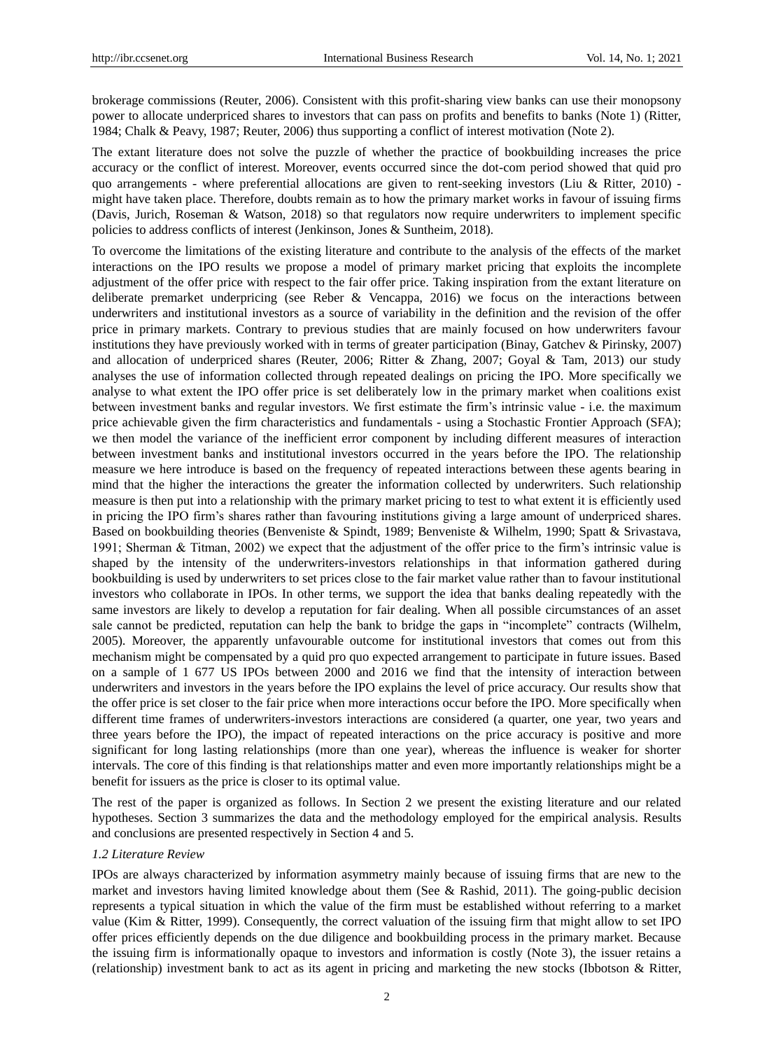brokerage commissions (Reuter, 2006). Consistent with this profit-sharing view banks can use their monopsony power to allocate underpriced shares to investors that can pass on profits and benefits to banks (Note 1) (Ritter, 1984; Chalk & Peavy, 1987; Reuter, 2006) thus supporting a conflict of interest motivation (Note 2).

The extant literature does not solve the puzzle of whether the practice of bookbuilding increases the price accuracy or the conflict of interest. Moreover, events occurred since the dot-com period showed that quid pro quo arrangements - where preferential allocations are given to rent-seeking investors (Liu & Ritter, 2010) - might have taken place. Therefore, doubts remain as to how the primary market works in favour of issuing firms (Davis, Jurich, Roseman & Watson, 2018) so that regulators now require underwriters to implement specific policies to address conflicts of interest (Jenkinson, Jones & Suntheim, 2018).

To overcome the limitations of the existing literature and contribute to the analysis of the effects of the market interactions on the IPO results we propose a model of primary market pricing that exploits the incomplete adjustment of the offer price with respect to the fair offer price. Taking inspiration from the extant literature on deliberate premarket underpricing (see Reber & Vencappa, 2016) we focus on the interactions between underwriters and institutional investors as a source of variability in the definition and the revision of the offer price in primary markets. Contrary to previous studies that are mainly focused on how underwriters favour institutions they have previously worked with in terms of greater participation (Binay, Gatchev & Pirinsky, 2007) and allocation of underpriced shares (Reuter, 2006; Ritter & Zhang, 2007; Goyal & Tam, 2013) our study analyses the use of information collected through repeated dealings on pricing the IPO. More specifically we analyse to what extent the IPO offer price is set deliberately low in the primary market when coalitions exist between investment banks and regular investors. We first estimate the firm's intrinsic value - i.e. the maximum price achievable given the firm characteristics and fundamentals - using a Stochastic Frontier Approach (SFA); we then model the variance of the inefficient error component by including different measures of interaction between investment banks and institutional investors occurred in the years before the IPO. The relationship measure we here introduce is based on the frequency of repeated interactions between these agents bearing in mind that the higher the interactions the greater the information collected by underwriters. Such relationship measure is then put into a relationship with the primary market pricing to test to what extent it is efficiently used in pricing the IPO firm's shares rather than favouring institutions giving a large amount of underpriced shares. Based on bookbuilding theories (Benveniste & Spindt, 1989; Benveniste & Wilhelm, 1990; Spatt & Srivastava, 1991; Sherman & Titman, 2002) we expect that the adjustment of the offer price to the firm's intrinsic value is shaped by the intensity of the underwriters-investors relationships in that information gathered during bookbuilding is used by underwriters to set prices close to the fair market value rather than to favour institutional investors who collaborate in IPOs. In other terms, we support the idea that banks dealing repeatedly with the same investors are likely to develop a reputation for fair dealing. When all possible circumstances of an asset sale cannot be predicted, reputation can help the bank to bridge the gaps in "incomplete" contracts (Wilhelm, 2005). Moreover, the apparently unfavourable outcome for institutional investors that comes out from this mechanism might be compensated by a quid pro quo expected arrangement to participate in future issues. Based on a sample of 1 677 US IPOs between 2000 and 2016 we find that the intensity of interaction between underwriters and investors in the years before the IPO explains the level of price accuracy. Our results show that the offer price is set closer to the fair price when more interactions occur before the IPO. More specifically when different time frames of underwriters-investors interactions are considered (a quarter, one year, two years and three years before the IPO), the impact of repeated interactions on the price accuracy is positive and more significant for long lasting relationships (more than one year), whereas the influence is weaker for shorter intervals. The core of this finding is that relationships matter and even more importantly relationships might be a benefit for issuers as the price is closer to its optimal value.

The rest of the paper is organized as follows. In Section 2 we present the existing literature and our related hypotheses. Section 3 summarizes the data and the methodology employed for the empirical analysis. Results and conclusions are presented respectively in Section 4 and 5.

### *1.2 Literature Review*

IPOs are always characterized by information asymmetry mainly because of issuing firms that are new to the market and investors having limited knowledge about them (See & Rashid, 2011). The going-public decision represents a typical situation in which the value of the firm must be established without referring to a market value (Kim & Ritter, 1999). Consequently, the correct valuation of the issuing firm that might allow to set IPO offer prices efficiently depends on the due diligence and bookbuilding process in the primary market. Because the issuing firm is informationally opaque to investors and information is costly (Note 3), the issuer retains a (relationship) investment bank to act as its agent in pricing and marketing the new stocks (Ibbotson & Ritter,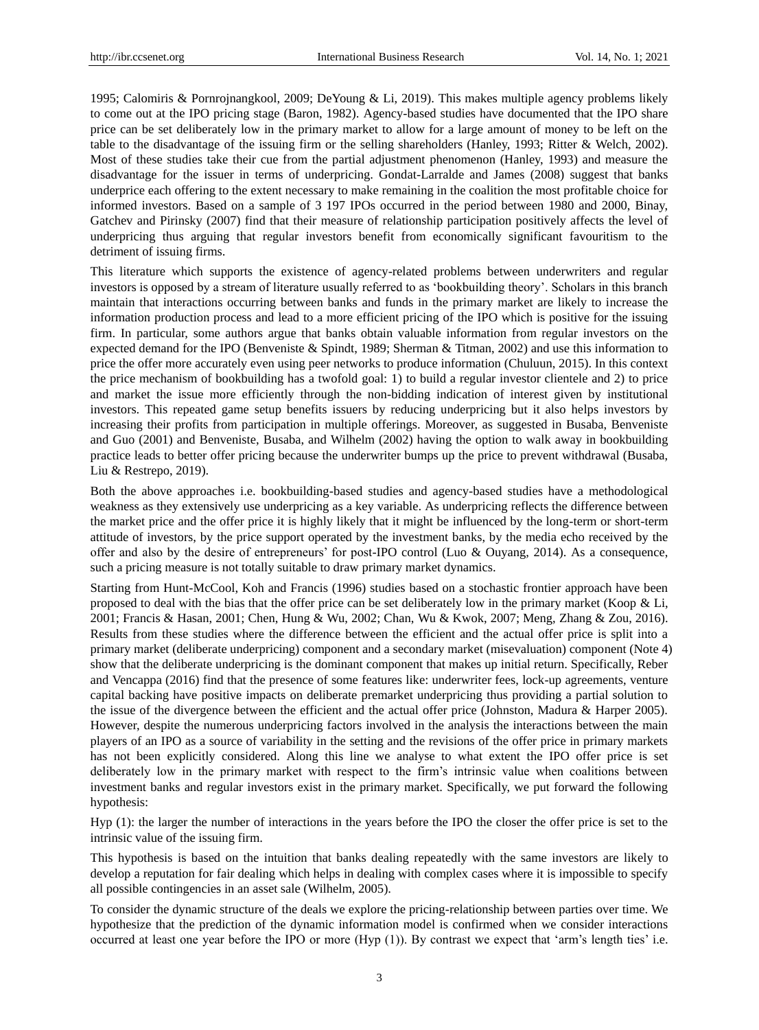1995; Calomiris & Pornrojnangkool, 2009; DeYoung & Li, 2019). This makes multiple agency problems likely to come out at the IPO pricing stage (Baron, 1982). Agency-based studies have documented that the IPO share price can be set deliberately low in the primary market to allow for a large amount of money to be left on the table to the disadvantage of the issuing firm or the selling shareholders (Hanley, 1993; Ritter & Welch, 2002). Most of these studies take their cue from the partial adjustment phenomenon (Hanley, 1993) and measure the disadvantage for the issuer in terms of underpricing. Gondat-Larralde and James (2008) suggest that banks underprice each offering to the extent necessary to make remaining in the coalition the most profitable choice for informed investors. Based on a sample of 3 197 IPOs occurred in the period between 1980 and 2000, Binay, Gatchev and Pirinsky (2007) find that their measure of relationship participation positively affects the level of underpricing thus arguing that regular investors benefit from economically significant favouritism to the detriment of issuing firms.

This literature which supports the existence of agency-related problems between underwriters and regular investors is opposed by a stream of literature usually referred to as 'bookbuilding theory'. Scholars in this branch maintain that interactions occurring between banks and funds in the primary market are likely to increase the information production process and lead to a more efficient pricing of the IPO which is positive for the issuing firm. In particular, some authors argue that banks obtain valuable information from regular investors on the expected demand for the IPO (Benveniste & Spindt, 1989; Sherman & Titman, 2002) and use this information to price the offer more accurately even using peer networks to produce information (Chuluun, 2015). In this context the price mechanism of bookbuilding has a twofold goal: 1) to build a regular investor clientele and 2) to price and market the issue more efficiently through the non-bidding indication of interest given by institutional investors. This repeated game setup benefits issuers by reducing underpricing but it also helps investors by increasing their profits from participation in multiple offerings. Moreover, as suggested in Busaba, Benveniste and Guo (2001) and Benveniste, Busaba, and Wilhelm (2002) having the option to walk away in bookbuilding practice leads to better offer pricing because the underwriter bumps up the price to prevent withdrawal (Busaba, Liu & Restrepo, 2019).

Both the above approaches i.e. bookbuilding-based studies and agency-based studies have a methodological weakness as they extensively use underpricing as a key variable. As underpricing reflects the difference between the market price and the offer price it is highly likely that it might be influenced by the long-term or short-term attitude of investors, by the price support operated by the investment banks, by the media echo received by the offer and also by the desire of entrepreneurs' for post-IPO control (Luo & Ouyang, 2014). As a consequence, such a pricing measure is not totally suitable to draw primary market dynamics.

Starting from Hunt-McCool, Koh and Francis (1996) studies based on a stochastic frontier approach have been proposed to deal with the bias that the offer price can be set deliberately low in the primary market (Koop & Li, 2001; Francis & Hasan, 2001; Chen, Hung & Wu, 2002; Chan, Wu & Kwok, 2007; Meng, Zhang & Zou, 2016). Results from these studies where the difference between the efficient and the actual offer price is split into a primary market (deliberate underpricing) component and a secondary market (misevaluation) component (Note 4) show that the deliberate underpricing is the dominant component that makes up initial return. Specifically, Reber and Vencappa (2016) find that the presence of some features like: underwriter fees, lock-up agreements, venture capital backing have positive impacts on deliberate premarket underpricing thus providing a partial solution to the issue of the divergence between the efficient and the actual offer price (Johnston, Madura & Harper 2005). However, despite the numerous underpricing factors involved in the analysis the interactions between the main players of an IPO as a source of variability in the setting and the revisions of the offer price in primary markets has not been explicitly considered. Along this line we analyse to what extent the IPO offer price is set deliberately low in the primary market with respect to the firm's intrinsic value when coalitions between investment banks and regular investors exist in the primary market. Specifically, we put forward the following hypothesis:

Hyp (1): the larger the number of interactions in the years before the IPO the closer the offer price is set to the intrinsic value of the issuing firm.

This hypothesis is based on the intuition that banks dealing repeatedly with the same investors are likely to develop a reputation for fair dealing which helps in dealing with complex cases where it is impossible to specify all possible contingencies in an asset sale (Wilhelm, 2005).

To consider the dynamic structure of the deals we explore the pricing-relationship between parties over time. We hypothesize that the prediction of the dynamic information model is confirmed when we consider interactions occurred at least one year before the IPO or more (Hyp (1)). By contrast we expect that 'arm's length ties' i.e.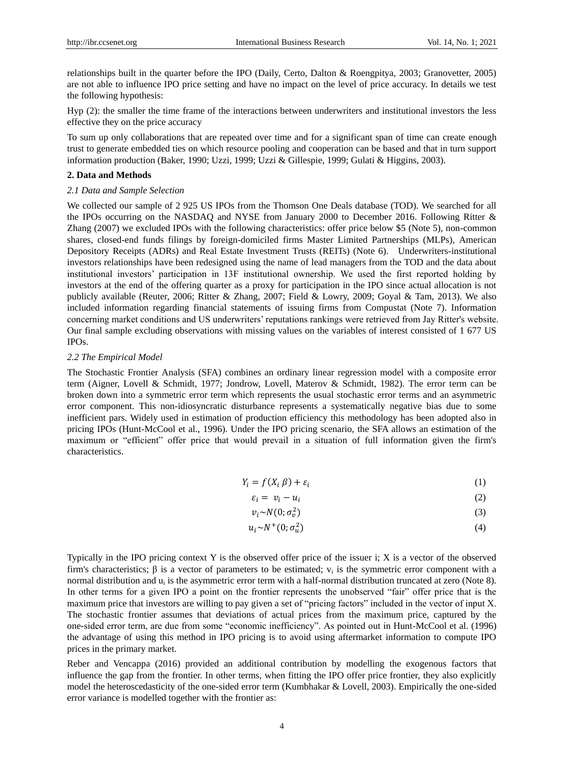relationships built in the quarter before the IPO (Daily, Certo, Dalton & Roengpitya, 2003; Granovetter, 2005) are not able to influence IPO price setting and have no impact on the level of price accuracy. In details we test the following hypothesis:

Hyp (2): the smaller the time frame of the interactions between underwriters and institutional investors the less effective they on the price accuracy

To sum up only collaborations that are repeated over time and for a significant span of time can create enough trust to generate embedded ties on which resource pooling and cooperation can be based and that in turn support information production (Baker, 1990; Uzzi, 1999; Uzzi & Gillespie, 1999; Gulati & Higgins, 2003).

## 2. Data and Methods

### *2.1 Data and Sample Selection*

We collected our sample of 2 925 US IPOs from the Thomson One Deals database (TOD). We searched for all the IPOs occurring on the NASDAQ and NYSE from January 2000 to December 2016. Following Ritter & Zhang (2007) we excluded IPOs with the following characteristics: offer price below $5 (Note 5), non-common shares, closed-end funds filings by foreign-domiciled firms Master Limited Partnerships (MLPs), American Depository Receipts (ADRs) and Real Estate Investment Trusts (REITs) (Note 6). Underwriters-institutional investors relationships have been redesigned using the name of lead managers from the TOD and the data about institutional investors' participation in 13F institutional ownership. We used the first reported holding by investors at the end of the offering quarter as a proxy for participation in the IPO since actual allocation is not publicly available (Reuter, 2006; Ritter & Zhang, 2007; Field & Lowry, 2009; Goyal & Tam, 2013). We also included information regarding financial statements of issuing firms from Compustat (Note 7). Information concerning market conditions and US underwriters' reputations rankings were retrieved from Jay Ritter's website. Our final sample excluding observations with missing values on the variables of interest consisted of 1 677 US IPOs.

### *2.2 The Empirical Model*

The Stochastic Frontier Analysis (SFA) combines an ordinary linear regression model with a composite error term (Aigner, Lovell & Schmidt, 1977; Jondrow, Lovell, Materov & Schmidt, 1982). The error term can be broken down into a symmetric error term which represents the usual stochastic error terms and an asymmetric error component. This non-idiosyncratic disturbance represents a systematically negative bias due to some inefficient pars. Widely used in estimation of production efficiency this methodology has been adopted also in pricing IPOs (Hunt-McCool et al., 1996). Under the IPO pricing scenario, the SFA allows an estimation of the maximum or "efficient" offer price that would prevail in a situation of full information given the firm's characteristics.

$$Y_i = f(X_i \, \beta) + \varepsilon_i \tag{1}$$

$$\varepsilon_i = \ v_i - u_i \tag{2}$$

$$v_i \sim N(0; \sigma_v^2) \tag{3}$$

$$u_i \sim N^+(0; \sigma_u^2) \tag{4}$$

Typically in the IPO pricing context Y is the observed offer price of the issuer i; X is a vector of the observed firm's characteristics; β is a vector of parameters to be estimated; $v_i$ is the symmetric error component with a normal distribution and $u_i$ is the asymmetric error term with a half-normal distribution truncated at zero (Note 8). In other terms for a given IPO a point on the frontier represents the unobserved "fair" offer price that is the maximum price that investors are willing to pay given a set of "pricing factors" included in the vector of input X. The stochastic frontier assumes that deviations of actual prices from the maximum price, captured by the one-sided error term, are due from some "economic inefficiency". As pointed out in Hunt-McCool et al. (1996) the advantage of using this method in IPO pricing is to avoid using aftermarket information to compute IPO prices in the primary market.

Reber and Vencappa (2016) provided an additional contribution by modelling the exogenous factors that influence the gap from the frontier. In other terms, when fitting the IPO offer price frontier, they also explicitly model the heteroscedasticity of the one-sided error term (Kumbhakar & Lovell, 2003). Empirically the one-sided error variance is modelled together with the frontier as: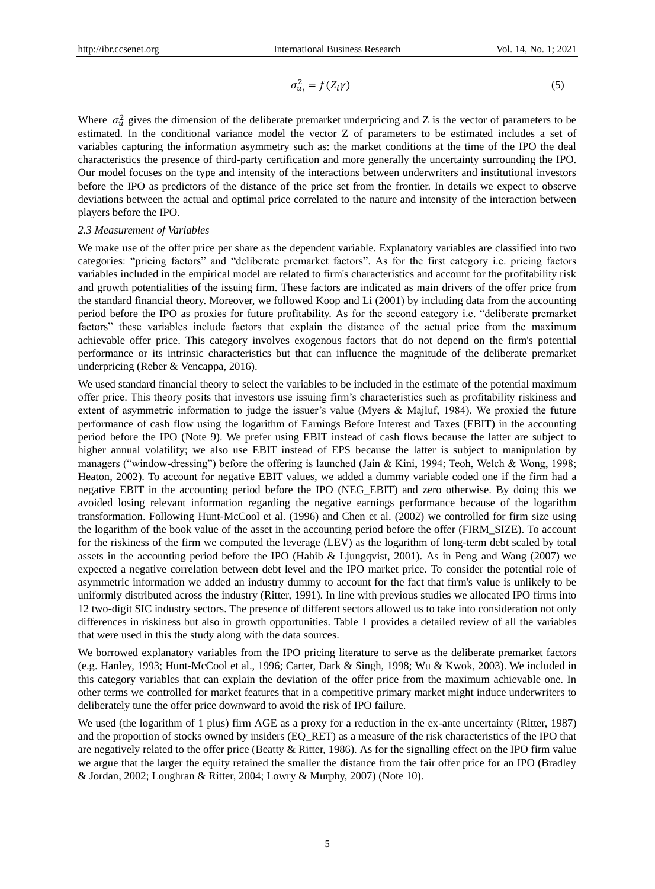$$\sigma_{u_i}^2 = f(Z_i \gamma) \tag{5}$$

Where $\sigma_u^2$ gives the dimension of the deliberate premarket underpricing and Z is the vector of parameters to be estimated. In the conditional variance model the vector Z of parameters to be estimated includes a set of variables capturing the information asymmetry such as: the market conditions at the time of the IPO the deal characteristics the presence of third-party certification and more generally the uncertainty surrounding the IPO. Our model focuses on the type and intensity of the interactions between underwriters and institutional investors before the IPO as predictors of the distance of the price set from the frontier. In details we expect to observe deviations between the actual and optimal price correlated to the nature and intensity of the interaction between players before the IPO.

### *2.3 Measurement of Variables*

We make use of the offer price per share as the dependent variable. Explanatory variables are classified into two categories: "pricing factors" and "deliberate premarket factors". As for the first category i.e. pricing factors variables included in the empirical model are related to firm's characteristics and account for the profitability risk and growth potentialities of the issuing firm. These factors are indicated as main drivers of the offer price from the standard financial theory. Moreover, we followed Koop and Li (2001) by including data from the accounting period before the IPO as proxies for future profitability. As for the second category i.e. "deliberate premarket factors" these variables include factors that explain the distance of the actual price from the maximum achievable offer price. This category involves exogenous factors that do not depend on the firm's potential performance or its intrinsic characteristics but that can influence the magnitude of the deliberate premarket underpricing (Reber & Vencappa, 2016).

We used standard financial theory to select the variables to be included in the estimate of the potential maximum offer price. This theory posits that investors use issuing firm's characteristics such as profitability riskiness and extent of asymmetric information to judge the issuer's value (Myers & Majluf, 1984). We proxied the future performance of cash flow using the logarithm of Earnings Before Interest and Taxes (EBIT) in the accounting period before the IPO (Note 9). We prefer using EBIT instead of cash flows because the latter are subject to higher annual volatility; we also use EBIT instead of EPS because the latter is subject to manipulation by managers ("window-dressing") before the offering is launched (Jain & Kini, 1994; Teoh, Welch & Wong, 1998; Heaton, 2002). To account for negative EBIT values, we added a dummy variable coded one if the firm had a negative EBIT in the accounting period before the IPO (NEG_EBIT) and zero otherwise. By doing this we avoided losing relevant information regarding the negative earnings performance because of the logarithm transformation. Following Hunt-McCool et al. (1996) and Chen et al. (2002) we controlled for firm size using the logarithm of the book value of the asset in the accounting period before the offer (FIRM_SIZE). To account for the riskiness of the firm we computed the leverage (LEV) as the logarithm of long-term debt scaled by total assets in the accounting period before the IPO (Habib & Ljungqvist, 2001). As in Peng and Wang (2007) we expected a negative correlation between debt level and the IPO market price. To consider the potential role of asymmetric information we added an industry dummy to account for the fact that firm's value is unlikely to be uniformly distributed across the industry (Ritter, 1991). In line with previous studies we allocated IPO firms into 12 two-digit SIC industry sectors. The presence of different sectors allowed us to take into consideration not only differences in riskiness but also in growth opportunities. Table 1 provides a detailed review of all the variables that were used in this the study along with the data sources.

We borrowed explanatory variables from the IPO pricing literature to serve as the deliberate premarket factors (e.g. Hanley, 1993; Hunt-McCool et al., 1996; Carter, Dark & Singh, 1998; Wu & Kwok, 2003). We included in this category variables that can explain the deviation of the offer price from the maximum achievable one. In other terms we controlled for market features that in a competitive primary market might induce underwriters to deliberately tune the offer price downward to avoid the risk of IPO failure.

We used (the logarithm of 1 plus) firm AGE as a proxy for a reduction in the ex-ante uncertainty (Ritter, 1987) and the proportion of stocks owned by insiders (EQ_RET) as a measure of the risk characteristics of the IPO that are negatively related to the offer price (Beatty & Ritter, 1986). As for the signalling effect on the IPO firm value we argue that the larger the equity retained the smaller the distance from the fair offer price for an IPO (Bradley & Jordan, 2002; Loughran & Ritter, 2004; Lowry & Murphy, 2007) (Note 10).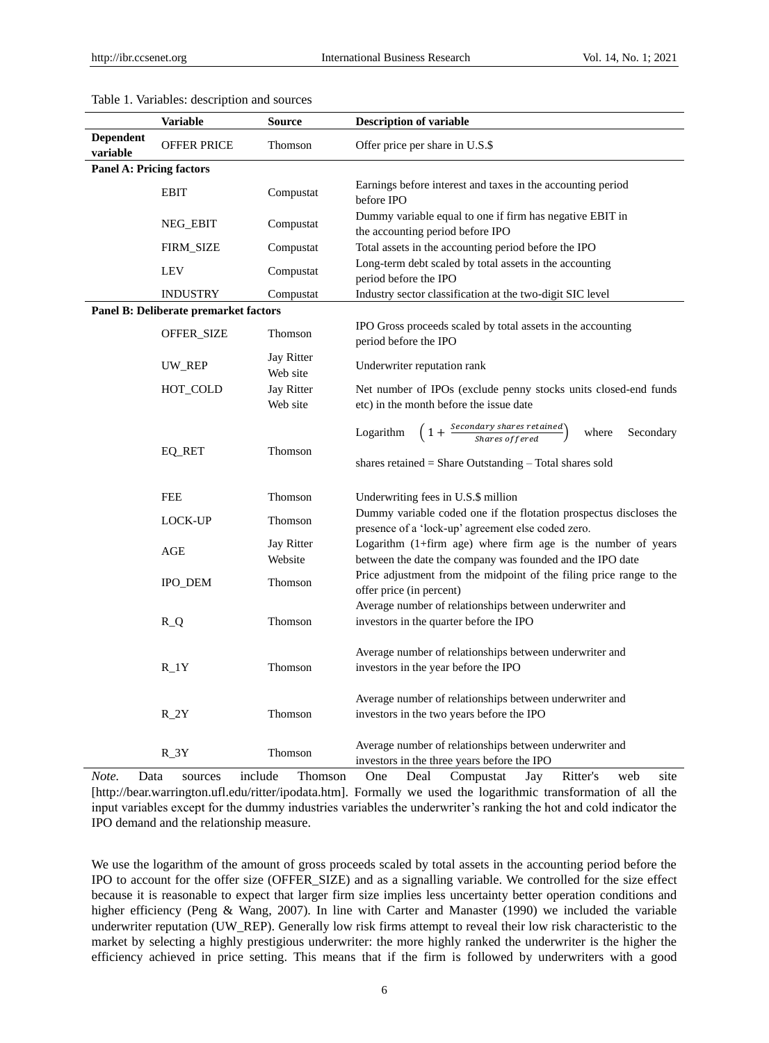Table 1. Variables: description and sources

| | Variable | Source | Description of variable |
|---|---|---|---|
| **Dependent variable** | OFFER PRICE | Thomson | Offer price per share in U.S.$ |
| **Panel A: Pricing factors** | | | |
| | EBIT | Compustat | Earnings before interest and taxes in the accounting period before IPO |
| | NEG_EBIT | Compustat | Dummy variable equal to one if firm has negative EBIT in the accounting period before IPO |
| | FIRM_SIZE | Compustat | Total assets in the accounting period before the IPO |
| | LEV | Compustat | Long-term debt scaled by total assets in the accounting period before the IPO |
| | INDUSTRY | Compustat | Industry sector classification at the two-digit SIC level |
| **Panel B: Deliberate premarket factors** | | | |
| | OFFER_SIZE | Thomson | IPO Gross proceeds scaled by total assets in the accounting period before the IPO |
| | UW_REP | Jay Ritter Web site | Underwriter reputation rank |
| | HOT_COLD | Jay Ritter Web site | Net number of IPOs (exclude penny stocks units closed-end funds etc) in the month before the issue date |
| | EQ_RET | Thomson | Logarithm $\left(1+\frac{Secondary\ shares\ retained}{Shares\ offered}\right)$ where Secondary shares retained = Share Outstanding – Total shares sold |
| | FEE | Thomson | Underwriting fees in U.S.$ million |
| | LOCK-UP | Thomson | Dummy variable coded one if the flotation prospectus discloses the presence of a 'lock-up' agreement else coded zero. |
| | AGE | Jay Ritter Website | Logarithm (1+firm age) where firm age is the number of years between the date the company was founded and the IPO date |
| | IPO_DEM | Thomson | Price adjustment from the midpoint of the filing price range to the offer price (in percent) |
| | R_Q | Thomson | Average number of relationships between underwriter and investors in the quarter before the IPO |
| | R_1Y | Thomson | Average number of relationships between underwriter and investors in the year before the IPO |
| | R_2Y | Thomson | Average number of relationships between underwriter and investors in the two years before the IPO |
| | R_3Y | Thomson | Average number of relationships between underwriter and investors in the three years before the IPO |

*Note.* Data sources include Thomson One Deal Compustat Jay Ritter's web site [http://bear.warrington.ufl.edu/ritter/ipodata.htm]. Formally we used the logarithmic transformation of all the input variables except for the dummy industries variables the underwriter's ranking the hot and cold indicator the IPO demand and the relationship measure.

We use the logarithm of the amount of gross proceeds scaled by total assets in the accounting period before the IPO to account for the offer size (OFFER_SIZE) and as a signalling variable. We controlled for the size effect because it is reasonable to expect that larger firm size implies less uncertainty better operation conditions and higher efficiency (Peng & Wang, 2007). In line with Carter and Manaster (1990) we included the variable underwriter reputation (UW_REP). Generally low risk firms attempt to reveal their low risk characteristic to the market by selecting a highly prestigious underwriter: the more highly ranked the underwriter is the higher the efficiency achieved in price setting. This means that if the firm is followed by underwriters with a good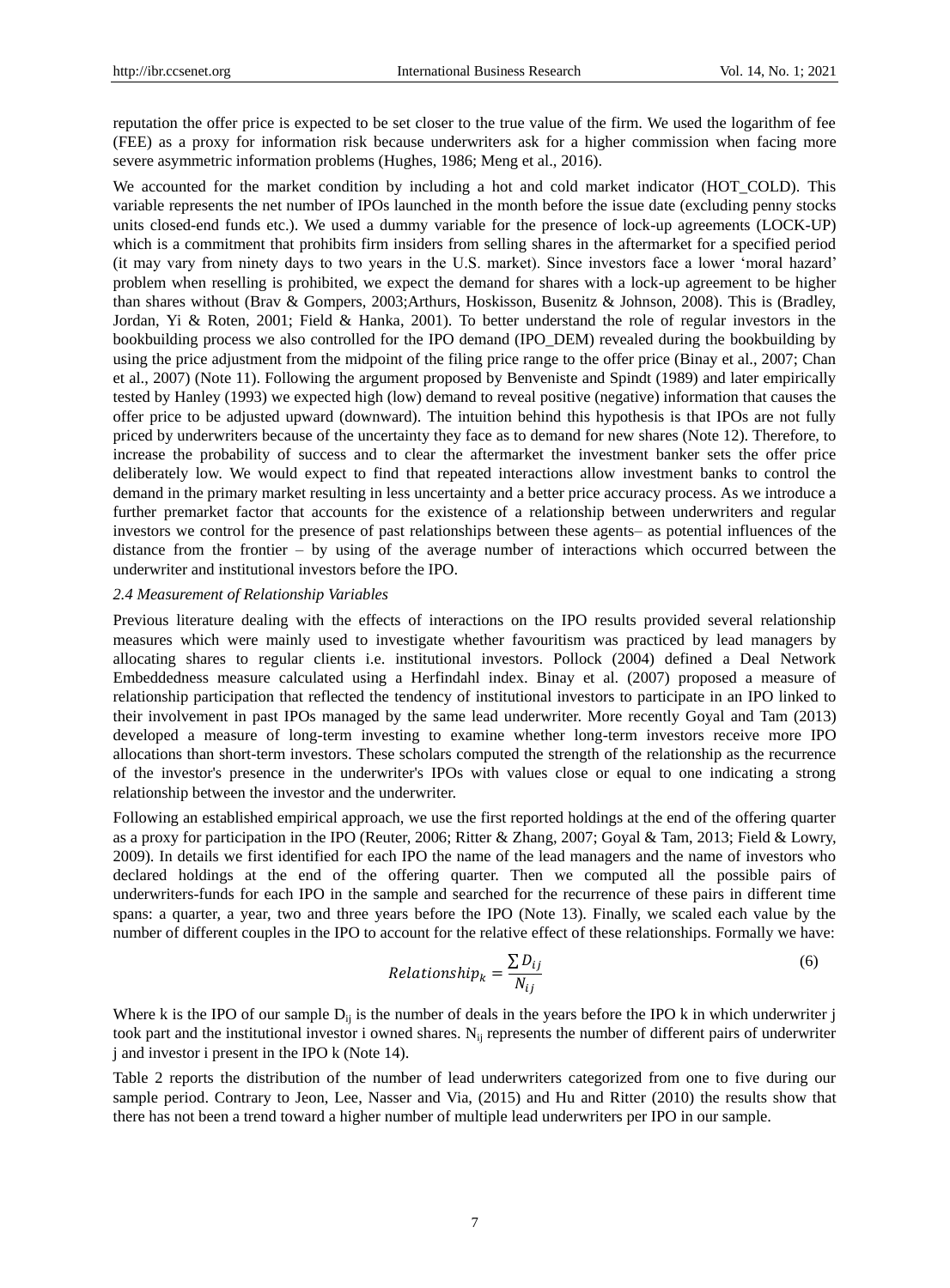reputation the offer price is expected to be set closer to the true value of the firm. We used the logarithm of fee (FEE) as a proxy for information risk because underwriters ask for a higher commission when facing more severe asymmetric information problems (Hughes, 1986; Meng et al., 2016).

We accounted for the market condition by including a hot and cold market indicator (HOT_COLD). This variable represents the net number of IPOs launched in the month before the issue date (excluding penny stocks units closed-end funds etc.). We used a dummy variable for the presence of lock-up agreements (LOCK-UP) which is a commitment that prohibits firm insiders from selling shares in the aftermarket for a specified period (it may vary from ninety days to two years in the U.S. market). Since investors face a lower 'moral hazard' problem when reselling is prohibited, we expect the demand for shares with a lock-up agreement to be higher than shares without (Brav & Gompers, 2003;Arthurs, Hoskisson, Busenitz & Johnson, 2008). This is (Bradley, Jordan, Yi & Roten, 2001; Field & Hanka, 2001). To better understand the role of regular investors in the bookbuilding process we also controlled for the IPO demand (IPO_DEM) revealed during the bookbuilding by using the price adjustment from the midpoint of the filing price range to the offer price (Binay et al., 2007; Chan et al., 2007) (Note 11). Following the argument proposed by Benveniste and Spindt (1989) and later empirically tested by Hanley (1993) we expected high (low) demand to reveal positive (negative) information that causes the offer price to be adjusted upward (downward). The intuition behind this hypothesis is that IPOs are not fully priced by underwriters because of the uncertainty they face as to demand for new shares (Note 12). Therefore, to increase the probability of success and to clear the aftermarket the investment banker sets the offer price deliberately low. We would expect to find that repeated interactions allow investment banks to control the demand in the primary market resulting in less uncertainty and a better price accuracy process. As we introduce a further premarket factor that accounts for the existence of a relationship between underwriters and regular investors we control for the presence of past relationships between these agents– as potential influences of the distance from the frontier – by using of the average number of interactions which occurred between the underwriter and institutional investors before the IPO.

### *2.4 Measurement of Relationship Variables*

Previous literature dealing with the effects of interactions on the IPO results provided several relationship measures which were mainly used to investigate whether favouritism was practiced by lead managers by allocating shares to regular clients i.e. institutional investors. Pollock (2004) defined a Deal Network Embeddedness measure calculated using a Herfindahl index. Binay et al. (2007) proposed a measure of relationship participation that reflected the tendency of institutional investors to participate in an IPO linked to their involvement in past IPOs managed by the same lead underwriter. More recently Goyal and Tam (2013) developed a measure of long-term investing to examine whether long-term investors receive more IPO allocations than short-term investors. These scholars computed the strength of the relationship as the recurrence of the investor's presence in the underwriter's IPOs with values close or equal to one indicating a strong relationship between the investor and the underwriter.

Following an established empirical approach, we use the first reported holdings at the end of the offering quarter as a proxy for participation in the IPO (Reuter, 2006; Ritter & Zhang, 2007; Goyal & Tam, 2013; Field & Lowry, 2009). In details we first identified for each IPO the name of the lead managers and the name of investors who declared holdings at the end of the offering quarter. Then we computed all the possible pairs of underwriters-funds for each IPO in the sample and searched for the recurrence of these pairs in different time spans: a quarter, a year, two and three years before the IPO (Note 13). Finally, we scaled each value by the number of different couples in the IPO to account for the relative effect of these relationships. Formally we have:

$$Relationship_k = \frac{\sum D_{ij}}{N_{ij}} \tag{6}$$

Where k is the IPO of our sample $D_{ij}$ is the number of deals in the years before the IPO k in which underwriter j took part and the institutional investor i owned shares. $N_{ij}$ represents the number of different pairs of underwriter j and investor i present in the IPO k (Note 14).

Table 2 reports the distribution of the number of lead underwriters categorized from one to five during our sample period. Contrary to Jeon, Lee, Nasser and Via, (2015) and Hu and Ritter (2010) the results show that there has not been a trend toward a higher number of multiple lead underwriters per IPO in our sample.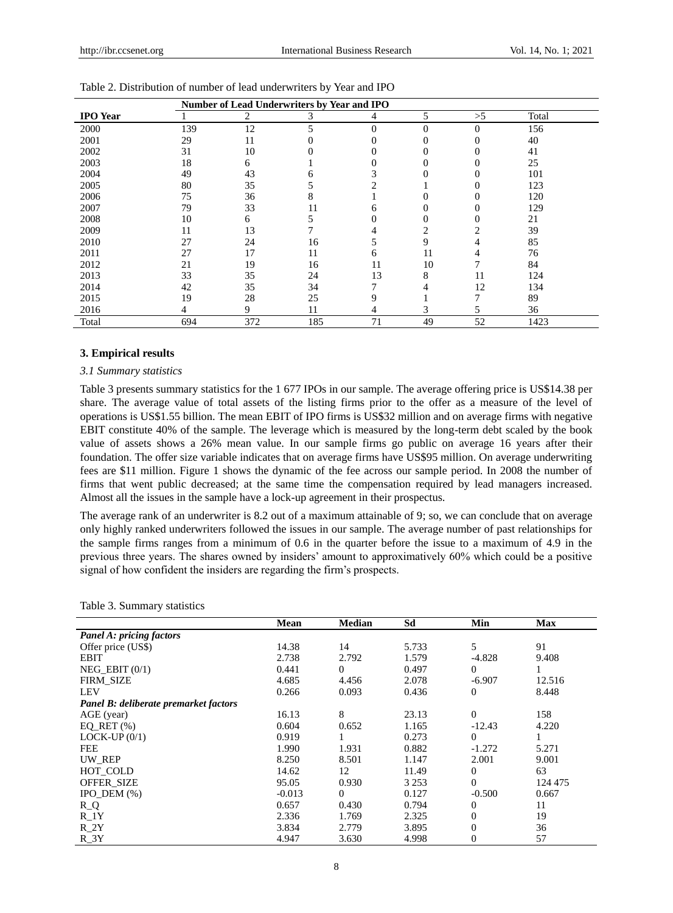Table 2. Distribution of number of lead underwriters by Year and IPO

| | Number of Lead Underwriters by Year and IPO | | | | | | |
|---|---|---|---|---|---|---|---|
| **IPO Year** | 1 | 2 | 3 | 4 | 5 | >5 | Total |
| 2000 | 139 | 12 | 5 | 0 | 0 | 0 | 156 |
| 2001 | 29 | 11 | 0 | 0 | 0 | 0 | 40 |
| 2002 | 31 | 10 | 0 | 0 | 0 | 0 | 41 |
| 2003 | 18 | 6 | 1 | 0 | 0 | 0 | 25 |
| 2004 | 49 | 43 | 6 | 3 | 0 | 0 | 101 |
| 2005 | 80 | 35 | 5 | 2 | 1 | 0 | 123 |
| 2006 | 75 | 36 | 8 | 1 | 0 | 0 | 120 |
| 2007 | 79 | 33 | 11 | 6 | 0 | 0 | 129 |
| 2008 | 10 | 6 | 5 | 0 | 0 | 0 | 21 |
| 2009 | 11 | 13 | 7 | 4 | 2 | 2 | 39 |
| 2010 | 27 | 24 | 16 | 5 | 9 | 4 | 85 |
| 2011 | 27 | 17 | 11 | 6 | 11 | 4 | 76 |
| 2012 | 21 | 19 | 16 | 11 | 10 | 7 | 84 |
| 2013 | 33 | 35 | 24 | 13 | 8 | 11 | 124 |
| 2014 | 42 | 35 | 34 | 7 | 4 | 12 | 134 |
| 2015 | 19 | 28 | 25 | 9 | 1 | 7 | 89 |
| 2016 | 4 | 9 | 11 | 4 | 3 | 5 | 36 |
| Total | 694 | 372 | 185 | 71 | 49 | 52 | 1423 |

## 3. Empirical results

### 3.1 Summary statistics

Table 3 presents summary statistics for the 1 677 IPOs in our sample. The average offering price is US$14.38 per share. The average value of total assets of the listing firms prior to the offer as a measure of the level of operations is US$1.55 billion. The mean EBIT of IPO firms is US$32 million and on average firms with negative EBIT constitute 40% of the sample. The leverage which is measured by the long-term debt scaled by the book value of assets shows a 26% mean value. In our sample firms go public on average 16 years after their foundation. The offer size variable indicates that on average firms have US$95 million. On average underwriting fees are $11 million. Figure 1 shows the dynamic of the fee across our sample period. In 2008 the number of firms that went public decreased; at the same time the compensation required by lead managers increased. Almost all the issues in the sample have a lock-up agreement in their prospectus.

The average rank of an underwriter is 8.2 out of a maximum attainable of 9; so, we can conclude that on average only highly ranked underwriters followed the issues in our sample. The average number of past relationships for the sample firms ranges from a minimum of 0.6 in the quarter before the issue to a maximum of 4.9 in the previous three years. The shares owned by insiders' amount to approximatively 60% which could be a positive signal of how confident the insiders are regarding the firm's prospects.

Table 3. Summary statistics

| | Mean | Median | Sd | Min | Max |
|---|---|---|---|---|---|
| ***Panel A: pricing factors*** | | | | | |
| Offer price (US$) | 14.38 | 14 | 5.733 | 5 | 91 |
| EBIT | 2.738 | 2.792 | 1.579 | -4.828 | 9.408 |
| NEG_EBIT (0/1) | 0.441 | 0 | 0.497 | 0 | 1 |
| FIRM_SIZE | 4.685 | 4.456 | 2.078 | -6.907 | 12.516 |
| LEV | 0.266 | 0.093 | 0.436 | 0 | 8.448 |
| ***Panel B: deliberate premarket factors*** | | | | | |
| AGE (year) | 16.13 | 8 | 23.13 | 0 | 158 |
| EQ_RET (%) | 0.604 | 0.652 | 1.165 | -12.43 | 4.220 |
| LOCK-UP (0/1) | 0.919 | 1 | 0.273 | 0 | 1 |
| FEE | 1.990 | 1.931 | 0.882 | -1.272 | 5.271 |
| UW_REP | 8.250 | 8.501 | 1.147 | 2.001 | 9.001 |
| HOT_COLD | 14.62 | 12 | 11.49 | 0 | 63 |
| OFFER_SIZE | 95.05 | 0.930 | 3 253 | 0 | 124 475 |
| IPO_DEM (%) | -0.013 | 0 | 0.127 | -0.500 | 0.667 |
| R_Q | 0.657 | 0.430 | 0.794 | 0 | 11 |
| R_1Y | 2.336 | 1.769 | 2.325 | 0 | 19 |
| R_2Y | 3.834 | 2.779 | 3.895 | 0 | 36 |
| R_3Y | 4.947 | 3.630 | 4.998 | 0 | 57 |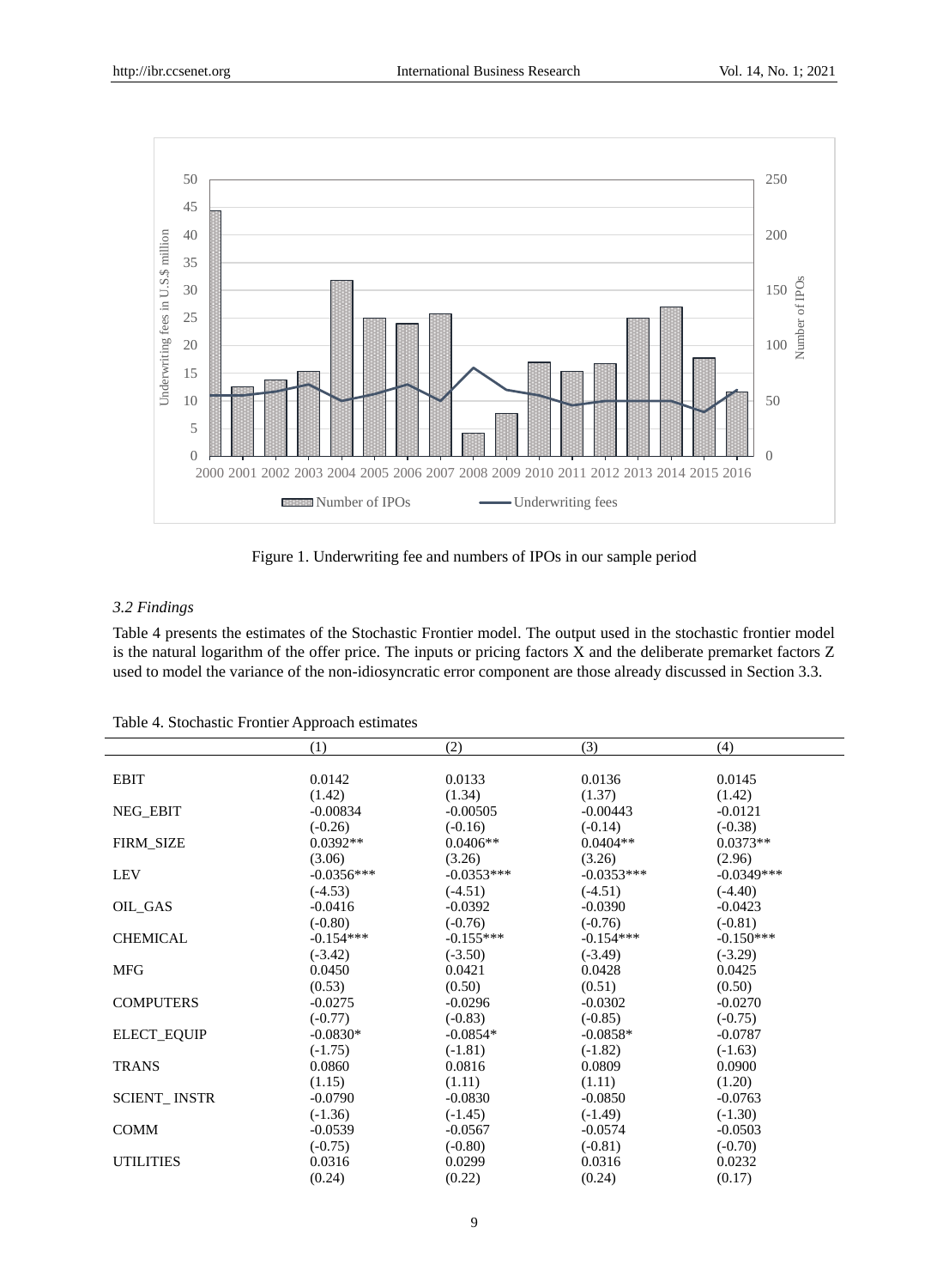Figure 1. Underwriting fee and numbers of IPOs in our sample period

### *3.2 Findings*

Table 4 presents the estimates of the Stochastic Frontier model. The output used in the stochastic frontier model is the natural logarithm of the offer price. The inputs or pricing factors X and the deliberate premarket factors Z used to model the variance of the non-idiosyncratic error component are those already discussed in Section 3.3.

Table 4. Stochastic Frontier Approach estimates

| | (1) | (2) | (3) | (4) |
|---|---|---|---|---|
| EBIT | 0.0142 | 0.0133 | 0.0136 | 0.0145 |
| | (1.42) | (1.34) | (1.37) | (1.42) |
| NEG_EBIT | -0.00834 | -0.00505 | -0.00443 | -0.0121 |
| | (-0.26) | (-0.16) | (-0.14) | (-0.38) |
| FIRM_SIZE | 0.0392** | 0.0406** | 0.0404** | 0.0373** |
| | (3.06) | (3.26) | (3.26) | (2.96) |
| LEV | -0.0356*** | -0.0353*** | -0.0353*** | -0.0349*** |
| | (-4.53) | (-4.51) | (-4.51) | (-4.40) |
| OIL_GAS | -0.0416 | -0.0392 | -0.0390 | -0.0423 |
| | (-0.80) | (-0.76) | (-0.76) | (-0.81) |
| CHEMICAL | -0.154*** | -0.155*** | -0.154*** | -0.150*** |
| | (-3.42) | (-3.50) | (-3.49) | (-3.29) |
| MFG | 0.0450 | 0.0421 | 0.0428 | 0.0425 |
| | (0.53) | (0.50) | (0.51) | (0.50) |
| COMPUTERS | -0.0275 | -0.0296 | -0.0302 | -0.0270 |
| | (-0.77) | (-0.83) | (-0.85) | (-0.75) |
| ELECT_EQUIP | -0.0830* | -0.0854* | -0.0858* | -0.0787 |
| | (-1.75) | (-1.81) | (-1.82) | (-1.63) |
| TRANS | 0.0860 | 0.0816 | 0.0809 | 0.0900 |
| | (1.15) | (1.11) | (1.11) | (1.20) |
| SCIENT_ INSTR | -0.0790 | -0.0830 | -0.0850 | -0.0763 |
| | (-1.36) | (-1.45) | (-1.49) | (-1.30) |
| COMM | -0.0539 | -0.0567 | -0.0574 | -0.0503 |
| | (-0.75) | (-0.80) | (-0.81) | (-0.70) |
| UTILITIES | 0.0316 | 0.0299 | 0.0316 | 0.0232 |
| | (0.24) | (0.22) | (0.24) | (0.17) |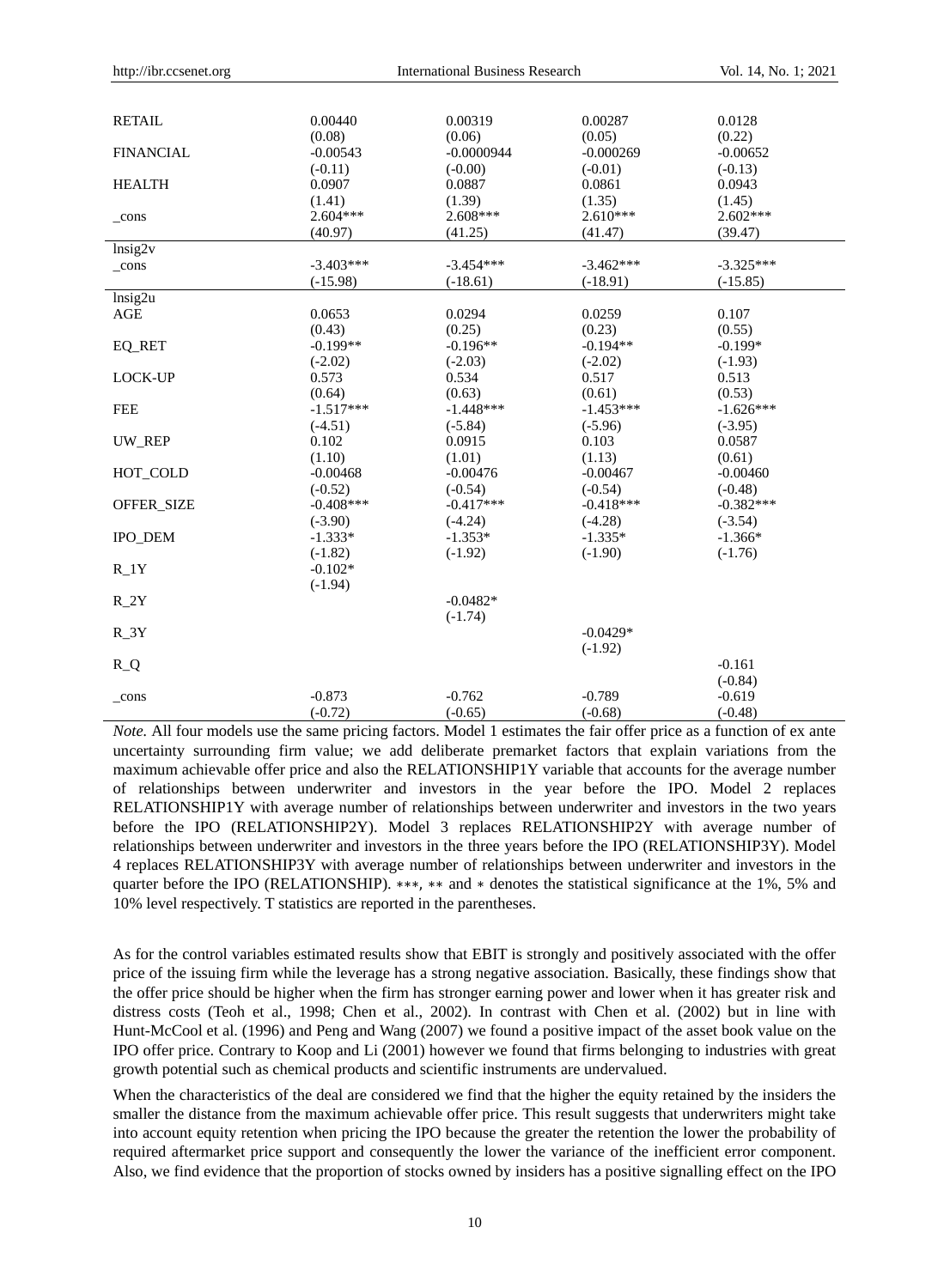| | | | | |
|---|---|---|---|---|
| RETAIL | 0.00440 | 0.00319 | 0.00287 | 0.0128 |
| | (0.08) | (0.06) | (0.05) | (0.22) |
| FINANCIAL | -0.00543 | -0.0000944 | -0.000269 | -0.00652 |
| | (-0.11) | (-0.00) | (-0.01) | (-0.13) |
| HEALTH | 0.0907 | 0.0887 | 0.0861 | 0.0943 |
| | (1.41) | (1.39) | (1.35) | (1.45) |
| _cons | 2.604*** | 2.608*** | 2.610*** | 2.602*** |
| | (40.97) | (41.25) | (41.47) | (39.47) |
| lnsig2v | | | | |
| _cons | -3.403*** | -3.454*** | -3.462*** | -3.325*** |
| | (-15.98) | (-18.61) | (-18.91) | (-15.85) |
| lnsig2u | | | | |
| AGE | 0.0653 | 0.0294 | 0.0259 | 0.107 |
| | (0.43) | (0.25) | (0.23) | (0.55) |
| EQ_RET | -0.199** | -0.196** | -0.194** | -0.199* |
| | (-2.02) | (-2.03) | (-2.02) | (-1.93) |
| LOCK-UP | 0.573 | 0.534 | 0.517 | 0.513 |
| | (0.64) | (0.63) | (0.61) | (0.53) |
| FEE | -1.517*** | -1.448*** | -1.453*** | -1.626*** |
| | (-4.51) | (-5.84) | (-5.96) | (-3.95) |
| UW_REP | 0.102 | 0.0915 | 0.103 | 0.0587 |
| | (1.10) | (1.01) | (1.13) | (0.61) |
| HOT_COLD | -0.00468 | -0.00476 | -0.00467 | -0.00460 |
| | (-0.52) | (-0.54) | (-0.54) | (-0.48) |
| OFFER_SIZE | -0.408*** | -0.417*** | -0.418*** | -0.382*** |
| | (-3.90) | (-4.24) | (-4.28) | (-3.54) |
| IPO_DEM | -1.333* | -1.353* | -1.335* | -1.366* |
| | (-1.82) | (-1.92) | (-1.90) | (-1.76) |
| R_1Y | -0.102* | | | |
| | (-1.94) | | | |
| R_2Y | | -0.0482* | | |
| | | (-1.74) | | |
| R_3Y | | | -0.0429* | |
| | | | (-1.92) | |
| R_Q | | | | -0.161 |
| | | | | (-0.84) |
| _cons | -0.873 | -0.762 | -0.789 | -0.619 |
| | (-0.72) | (-0.65) | (-0.68) | (-0.48) |

*Note.* All four models use the same pricing factors. Model 1 estimates the fair offer price as a function of ex ante uncertainty surrounding firm value; we add deliberate premarket factors that explain variations from the maximum achievable offer price and also the RELATIONSHIP1Y variable that accounts for the average number of relationships between underwriter and investors in the year before the IPO. Model 2 replaces RELATIONSHIP1Y with average number of relationships between underwriter and investors in the two years before the IPO (RELATIONSHIP2Y). Model 3 replaces RELATIONSHIP2Y with average number of relationships between underwriter and investors in the three years before the IPO (RELATIONSHIP3Y). Model 4 replaces RELATIONSHIP3Y with average number of relationships between underwriter and investors in the quarter before the IPO (RELATIONSHIP). ∗∗∗, ∗∗ and ∗ denotes the statistical significance at the 1%, 5% and 10% level respectively. T statistics are reported in the parentheses.

As for the control variables estimated results show that EBIT is strongly and positively associated with the offer price of the issuing firm while the leverage has a strong negative association. Basically, these findings show that the offer price should be higher when the firm has stronger earning power and lower when it has greater risk and distress costs (Teoh et al., 1998; Chen et al., 2002). In contrast with Chen et al. (2002) but in line with Hunt-McCool et al. (1996) and Peng and Wang (2007) we found a positive impact of the asset book value on the IPO offer price. Contrary to Koop and Li (2001) however we found that firms belonging to industries with great growth potential such as chemical products and scientific instruments are undervalued.

When the characteristics of the deal are considered we find that the higher the equity retained by the insiders the smaller the distance from the maximum achievable offer price. This result suggests that underwriters might take into account equity retention when pricing the IPO because the greater the retention the lower the probability of required aftermarket price support and consequently the lower the variance of the inefficient error component. Also, we find evidence that the proportion of stocks owned by insiders has a positive signalling effect on the IPO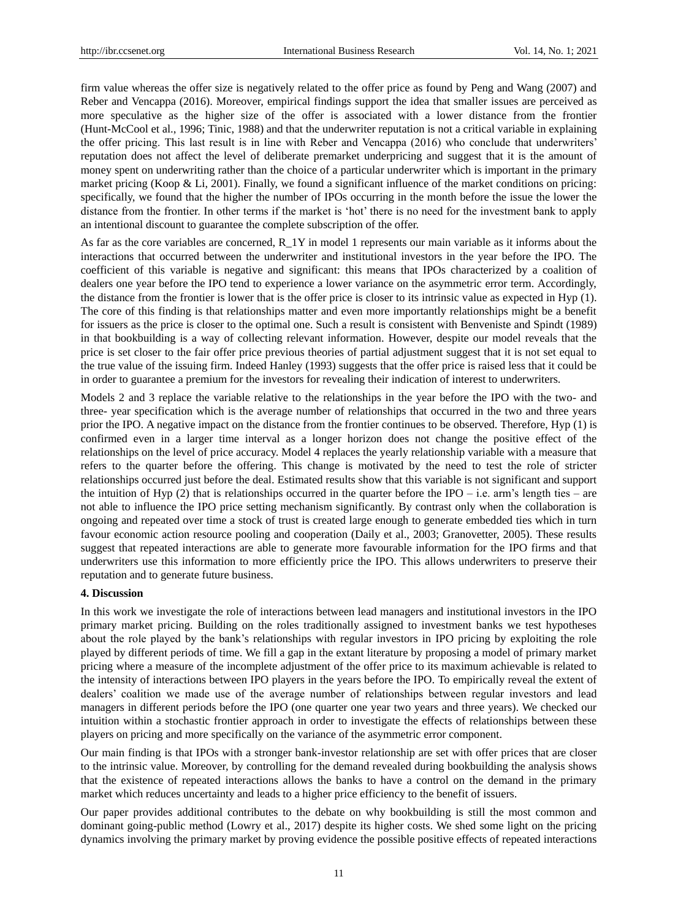firm value whereas the offer size is negatively related to the offer price as found by Peng and Wang (2007) and Reber and Vencappa (2016). Moreover, empirical findings support the idea that smaller issues are perceived as more speculative as the higher size of the offer is associated with a lower distance from the frontier (Hunt-McCool et al., 1996; Tinic, 1988) and that the underwriter reputation is not a critical variable in explaining the offer pricing. This last result is in line with Reber and Vencappa (2016) who conclude that underwriters' reputation does not affect the level of deliberate premarket underpricing and suggest that it is the amount of money spent on underwriting rather than the choice of a particular underwriter which is important in the primary market pricing (Koop & Li, 2001). Finally, we found a significant influence of the market conditions on pricing: specifically, we found that the higher the number of IPOs occurring in the month before the issue the lower the distance from the frontier. In other terms if the market is 'hot' there is no need for the investment bank to apply an intentional discount to guarantee the complete subscription of the offer.

As far as the core variables are concerned, R_1Y in model 1 represents our main variable as it informs about the interactions that occurred between the underwriter and institutional investors in the year before the IPO. The coefficient of this variable is negative and significant: this means that IPOs characterized by a coalition of dealers one year before the IPO tend to experience a lower variance on the asymmetric error term. Accordingly, the distance from the frontier is lower that is the offer price is closer to its intrinsic value as expected in Hyp (1). The core of this finding is that relationships matter and even more importantly relationships might be a benefit for issuers as the price is closer to the optimal one. Such a result is consistent with Benveniste and Spindt (1989) in that bookbuilding is a way of collecting relevant information. However, despite our model reveals that the price is set closer to the fair offer price previous theories of partial adjustment suggest that it is not set equal to the true value of the issuing firm. Indeed Hanley (1993) suggests that the offer price is raised less that it could be in order to guarantee a premium for the investors for revealing their indication of interest to underwriters.

Models 2 and 3 replace the variable relative to the relationships in the year before the IPO with the two- and three- year specification which is the average number of relationships that occurred in the two and three years prior the IPO. A negative impact on the distance from the frontier continues to be observed. Therefore, Hyp (1) is confirmed even in a larger time interval as a longer horizon does not change the positive effect of the relationships on the level of price accuracy. Model 4 replaces the yearly relationship variable with a measure that refers to the quarter before the offering. This change is motivated by the need to test the role of stricter relationships occurred just before the deal. Estimated results show that this variable is not significant and support the intuition of Hyp (2) that is relationships occurred in the quarter before the IPO – i.e. arm's length ties – are not able to influence the IPO price setting mechanism significantly. By contrast only when the collaboration is ongoing and repeated over time a stock of trust is created large enough to generate embedded ties which in turn favour economic action resource pooling and cooperation (Daily et al., 2003; Granovetter, 2005). These results suggest that repeated interactions are able to generate more favourable information for the IPO firms and that underwriters use this information to more efficiently price the IPO. This allows underwriters to preserve their reputation and to generate future business.

## 4. Discussion

In this work we investigate the role of interactions between lead managers and institutional investors in the IPO primary market pricing. Building on the roles traditionally assigned to investment banks we test hypotheses about the role played by the bank's relationships with regular investors in IPO pricing by exploiting the role played by different periods of time. We fill a gap in the extant literature by proposing a model of primary market pricing where a measure of the incomplete adjustment of the offer price to its maximum achievable is related to the intensity of interactions between IPO players in the years before the IPO. To empirically reveal the extent of dealers' coalition we made use of the average number of relationships between regular investors and lead managers in different periods before the IPO (one quarter one year two years and three years). We checked our intuition within a stochastic frontier approach in order to investigate the effects of relationships between these players on pricing and more specifically on the variance of the asymmetric error component.

Our main finding is that IPOs with a stronger bank-investor relationship are set with offer prices that are closer to the intrinsic value. Moreover, by controlling for the demand revealed during bookbuilding the analysis shows that the existence of repeated interactions allows the banks to have a control on the demand in the primary market which reduces uncertainty and leads to a higher price efficiency to the benefit of issuers.

Our paper provides additional contributes to the debate on why bookbuilding is still the most common and dominant going-public method (Lowry et al., 2017) despite its higher costs. We shed some light on the pricing dynamics involving the primary market by proving evidence the possible positive effects of repeated interactions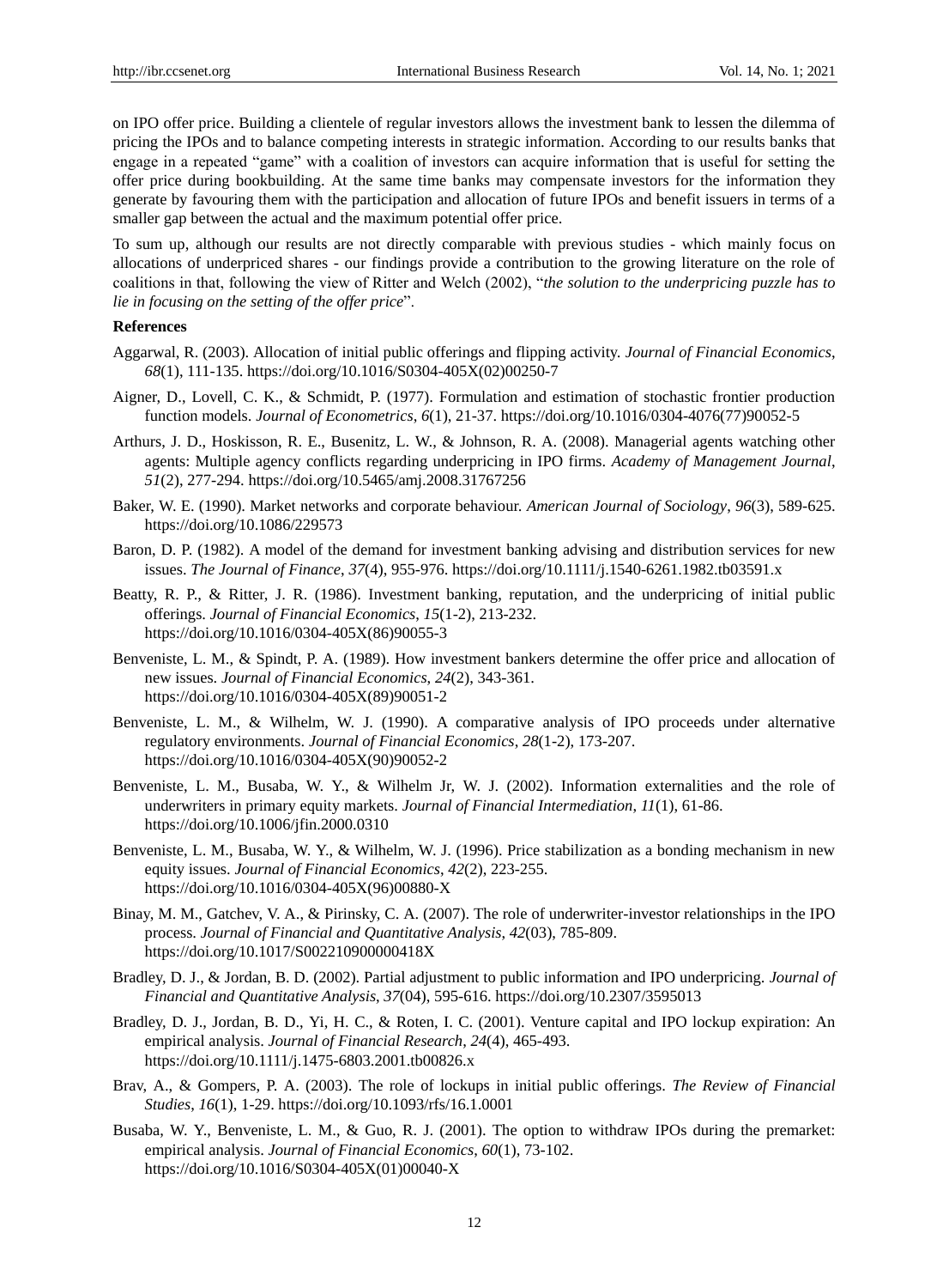on IPO offer price. Building a clientele of regular investors allows the investment bank to lessen the dilemma of pricing the IPOs and to balance competing interests in strategic information. According to our results banks that engage in a repeated "game" with a coalition of investors can acquire information that is useful for setting the offer price during bookbuilding. At the same time banks may compensate investors for the information they generate by favouring them with the participation and allocation of future IPOs and benefit issuers in terms of a smaller gap between the actual and the maximum potential offer price.

To sum up, although our results are not directly comparable with previous studies - which mainly focus on allocations of underpriced shares - our findings provide a contribution to the growing literature on the role of coalitions in that, following the view of Ritter and Welch (2002), "*the solution to the underpricing puzzle has to lie in focusing on the setting of the offer price*".

**References**

Aggarwal, R. (2003). Allocation of initial public offerings and flipping activity. *Journal of Financial Economics*, *68*(1), 111-135. https://doi.org/10.1016/S0304-405X(02)00250-7

Aigner, D., Lovell, C. K., & Schmidt, P. (1977). Formulation and estimation of stochastic frontier production function models. *Journal of Econometrics*, *6*(1), 21-37. https://doi.org/10.1016/0304-4076(77)90052-5

Arthurs, J. D., Hoskisson, R. E., Busenitz, L. W., & Johnson, R. A. (2008). Managerial agents watching other agents: Multiple agency conflicts regarding underpricing in IPO firms. *Academy of Management Journal*, *51*(2), 277-294. https://doi.org/10.5465/amj.2008.31767256

Baker, W. E. (1990). Market networks and corporate behaviour. *American Journal of Sociology*, *96*(3), 589-625. https://doi.org/10.1086/229573

Baron, D. P. (1982). A model of the demand for investment banking advising and distribution services for new issues. *The Journal of Finance*, *37*(4), 955-976. https://doi.org/10.1111/j.1540-6261.1982.tb03591.x

Beatty, R. P., & Ritter, J. R. (1986). Investment banking, reputation, and the underpricing of initial public offerings. *Journal of Financial Economics*, *15*(1-2), 213-232. https://doi.org/10.1016/0304-405X(86)90055-3

Benveniste, L. M., & Spindt, P. A. (1989). How investment bankers determine the offer price and allocation of new issues. *Journal of Financial Economics*, *24*(2), 343-361. https://doi.org/10.1016/0304-405X(89)90051-2

Benveniste, L. M., & Wilhelm, W. J. (1990). A comparative analysis of IPO proceeds under alternative regulatory environments. *Journal of Financial Economics*, *28*(1-2), 173-207. https://doi.org/10.1016/0304-405X(90)90052-2

Benveniste, L. M., Busaba, W. Y., & Wilhelm Jr, W. J. (2002). Information externalities and the role of underwriters in primary equity markets. *Journal of Financial Intermediation*, *11*(1), 61-86. https://doi.org/10.1006/jfin.2000.0310

Benveniste, L. M., Busaba, W. Y., & Wilhelm, W. J. (1996). Price stabilization as a bonding mechanism in new equity issues. *Journal of Financial Economics*, *42*(2), 223-255. https://doi.org/10.1016/0304-405X(96)00880-X

Binay, M. M., Gatchev, V. A., & Pirinsky, C. A. (2007). The role of underwriter-investor relationships in the IPO process. *Journal of Financial and Quantitative Analysis*, *42*(03), 785-809. https://doi.org/10.1017/S002210900000418X

Bradley, D. J., & Jordan, B. D. (2002). Partial adjustment to public information and IPO underpricing. *Journal of Financial and Quantitative Analysis*, *37*(04), 595-616. https://doi.org/10.2307/3595013

Bradley, D. J., Jordan, B. D., Yi, H. C., & Roten, I. C. (2001). Venture capital and IPO lockup expiration: An empirical analysis. *Journal of Financial Research*, *24*(4), 465-493. https://doi.org/10.1111/j.1475-6803.2001.tb00826.x

Brav, A., & Gompers, P. A. (2003). The role of lockups in initial public offerings. *The Review of Financial Studies*, *16*(1), 1-29. https://doi.org/10.1093/rfs/16.1.0001

Busaba, W. Y., Benveniste, L. M., & Guo, R. J. (2001). The option to withdraw IPOs during the premarket: empirical analysis. *Journal of Financial Economics*, *60*(1), 73-102. https://doi.org/10.1016/S0304-405X(01)00040-X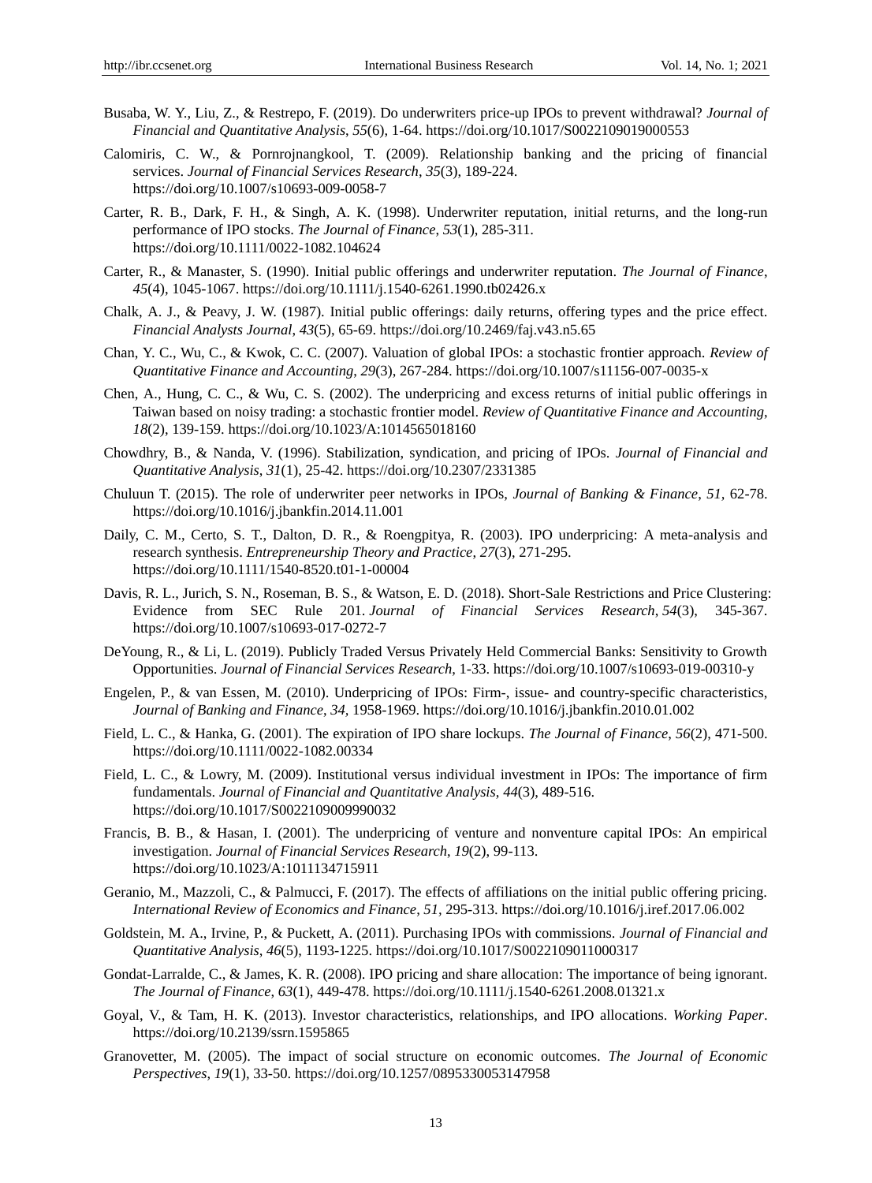Busaba, W. Y., Liu, Z., & Restrepo, F. (2019). Do underwriters price-up IPOs to prevent withdrawal? *Journal of Financial and Quantitative Analysis*, *55*(6), 1-64. https://doi.org/10.1017/S0022109019000553

Calomiris, C. W., & Pornrojnangkool, T. (2009). Relationship banking and the pricing of financial services. *Journal of Financial Services Research*, *35*(3), 189-224. https://doi.org/10.1007/s10693-009-0058-7

Carter, R. B., Dark, F. H., & Singh, A. K. (1998). Underwriter reputation, initial returns, and the long-run performance of IPO stocks. *The Journal of Finance, 53*(1), 285-311. https://doi.org/10.1111/0022-1082.104624

Carter, R., & Manaster, S. (1990). Initial public offerings and underwriter reputation. *The Journal of Finance*, *45*(4), 1045-1067. https://doi.org/10.1111/j.1540-6261.1990.tb02426.x

Chalk, A. J., & Peavy, J. W. (1987). Initial public offerings: daily returns, offering types and the price effect. *Financial Analysts Journal*, *43*(5), 65-69. https://doi.org/10.2469/faj.v43.n5.65

Chan, Y. C., Wu, C., & Kwok, C. C. (2007). Valuation of global IPOs: a stochastic frontier approach. *Review of Quantitative Finance and Accounting*, *29*(3), 267-284. https://doi.org/10.1007/s11156-007-0035-x

Chen, A., Hung, C. C., & Wu, C. S. (2002). The underpricing and excess returns of initial public offerings in Taiwan based on noisy trading: a stochastic frontier model. *Review of Quantitative Finance and Accounting*, *18*(2), 139-159. https://doi.org/10.1023/A:1014565018160

Chowdhry, B., & Nanda, V. (1996). Stabilization, syndication, and pricing of IPOs. *Journal of Financial and Quantitative Analysis*, *31*(1), 25-42. https://doi.org/10.2307/2331385

Chuluun T. (2015). The role of underwriter peer networks in IPOs, *Journal of Banking & Finance*, *51,* 62-78. https://doi.org/10.1016/j.jbankfin.2014.11.001

Daily, C. M., Certo, S. T., Dalton, D. R., & Roengpitya, R. (2003). IPO underpricing: A meta-analysis and research synthesis. *Entrepreneurship Theory and Practice*, *27*(3), 271-295. https://doi.org/10.1111/1540-8520.t01-1-00004

Davis, R. L., Jurich, S. N., Roseman, B. S., & Watson, E. D. (2018). Short-Sale Restrictions and Price Clustering: Evidence from SEC Rule 201. *Journal of Financial Services Research, 54*(3), 345-367. https://doi.org/10.1007/s10693-017-0272-7

DeYoung, R., & Li, L. (2019). Publicly Traded Versus Privately Held Commercial Banks: Sensitivity to Growth Opportunities. *Journal of Financial Services Research*, 1-33. https://doi.org/10.1007/s10693-019-00310-y

Engelen, P., & van Essen, M. (2010). Underpricing of IPOs: Firm-, issue- and country-specific characteristics, *Journal of Banking and Finance*, *34,* 1958-1969. https://doi.org/10.1016/j.jbankfin.2010.01.002

Field, L. C., & Hanka, G. (2001). The expiration of IPO share lockups. *The Journal of Finance*, *56*(2), 471-500. https://doi.org/10.1111/0022-1082.00334

Field, L. C., & Lowry, M. (2009). Institutional versus individual investment in IPOs: The importance of firm fundamentals. *Journal of Financial and Quantitative Analysis*, *44*(3), 489-516. https://doi.org/10.1017/S0022109009990032

Francis, B. B., & Hasan, I. (2001). The underpricing of venture and nonventure capital IPOs: An empirical investigation. *Journal of Financial Services Research*, *19*(2), 99-113. https://doi.org/10.1023/A:1011134715911

Geranio, M., Mazzoli, C., & Palmucci, F. (2017). The effects of affiliations on the initial public offering pricing. *International Review of Economics and Finance*, *51*, 295-313. https://doi.org/10.1016/j.iref.2017.06.002

Goldstein, M. A., Irvine, P., & Puckett, A. (2011). Purchasing IPOs with commissions. *Journal of Financial and Quantitative Analysis*, *46*(5), 1193-1225. https://doi.org/10.1017/S0022109011000317

Gondat-Larralde, C., & James, K. R. (2008). IPO pricing and share allocation: The importance of being ignorant. *The Journal of Finance*, *63*(1), 449-478. https://doi.org/10.1111/j.1540-6261.2008.01321.x

Goyal, V., & Tam, H. K. (2013). Investor characteristics, relationships, and IPO allocations. *Working Paper*. https://doi.org/10.2139/ssrn.1595865

Granovetter, M. (2005). The impact of social structure on economic outcomes. *The Journal of Economic Perspectives*, *19*(1), 33-50. https://doi.org/10.1257/0895330053147958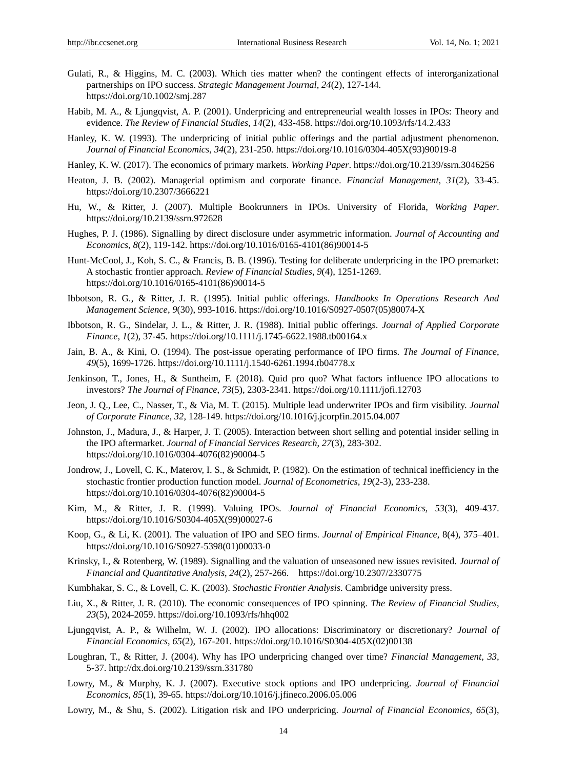Gulati, R., & Higgins, M. C. (2003). Which ties matter when? the contingent effects of interorganizational partnerships on IPO success. *Strategic Management Journal*, *24*(2), 127-144. https://doi.org/10.1002/smj.287

Habib, M. A., & Ljungqvist, A. P. (2001). Underpricing and entrepreneurial wealth losses in IPOs: Theory and evidence. *The Review of Financial Studies*, *14*(2), 433-458. https://doi.org/10.1093/rfs/14.2.433

Hanley, K. W. (1993). The underpricing of initial public offerings and the partial adjustment phenomenon. *Journal of Financial Economics*, *34*(2), 231-250. https://doi.org/10.1016/0304-405X(93)90019-8

Hanley, K. W. (2017). The economics of primary markets. *Working Paper*. https://doi.org/10.2139/ssrn.3046256

Heaton, J. B. (2002). Managerial optimism and corporate finance. *Financial Management*, *31*(2), 33-45. https://doi.org/10.2307/3666221

Hu, W., & Ritter, J. (2007). Multiple Bookrunners in IPOs. University of Florida, *Working Paper*. https://doi.org/10.2139/ssrn.972628

Hughes, P. J. (1986). Signalling by direct disclosure under asymmetric information. *Journal of Accounting and Economics*, *8*(2), 119-142. https://doi.org/10.1016/0165-4101(86)90014-5

Hunt-McCool, J., Koh, S. C., & Francis, B. B. (1996). Testing for deliberate underpricing in the IPO premarket: A stochastic frontier approach. *Review of Financial Studies*, *9*(4), 1251-1269. https://doi.org/10.1016/0165-4101(86)90014-5

Ibbotson, R. G., & Ritter, J. R. (1995). Initial public offerings. *Handbooks In Operations Research And Management Science*, *9*(30), 993-1016. https://doi.org/10.1016/S0927-0507(05)80074-X

Ibbotson, R. G., Sindelar, J. L., & Ritter, J. R. (1988). Initial public offerings. *Journal of Applied Corporate Finance*, *1*(2), 37-45. https://doi.org/10.1111/j.1745-6622.1988.tb00164.x

Jain, B. A., & Kini, O. (1994). The post-issue operating performance of IPO firms. *The Journal of Finance*, *49*(5), 1699-1726. https://doi.org/10.1111/j.1540-6261.1994.tb04778.x

Jenkinson, T., Jones, H., & Suntheim, F. (2018). Quid pro quo? What factors influence IPO allocations to investors? *The Journal of Finance*, *73*(5), 2303-2341. https://doi.org/10.1111/jofi.12703

Jeon, J. Q., Lee, C., Nasser, T., & Via, M. T. (2015). Multiple lead underwriter IPOs and firm visibility. *Journal of Corporate Finance*, *32*, 128-149. https://doi.org/10.1016/j.jcorpfin.2015.04.007

Johnston, J., Madura, J., & Harper, J. T. (2005). Interaction between short selling and potential insider selling in the IPO aftermarket. *Journal of Financial Services Research*, *27*(3), 283-302. https://doi.org/10.1016/0304-4076(82)90004-5

Jondrow, J., Lovell, C. K., Materov, I. S., & Schmidt, P. (1982). On the estimation of technical inefficiency in the stochastic frontier production function model. *Journal of Econometrics*, *19*(2-3), 233-238. https://doi.org/10.1016/0304-4076(82)90004-5

Kim, M., & Ritter, J. R. (1999). Valuing IPOs. *Journal of Financial Economics*, *53*(3), 409-437. https://doi.org/10.1016/S0304-405X(99)00027-6

Koop, G., & Li, K. (2001). The valuation of IPO and SEO firms. *Journal of Empirical Finance*, 8(4), 375–401. https://doi.org/10.1016/S0927-5398(01)00033-0

Krinsky, I., & Rotenberg, W. (1989). Signalling and the valuation of unseasoned new issues revisited. *Journal of Financial and Quantitative Analysis*, *24*(2), 257-266. https://doi.org/10.2307/2330775

Kumbhakar, S. C., & Lovell, C. K. (2003). *Stochastic Frontier Analysis*. Cambridge university press.

Liu, X., & Ritter, J. R. (2010). The economic consequences of IPO spinning. *The Review of Financial Studies*, *23*(5), 2024-2059. https://doi.org/10.1093/rfs/hhq002

Ljungqvist, A. P., & Wilhelm, W. J. (2002). IPO allocations: Discriminatory or discretionary? *Journal of Financial Economics*, *65*(2), 167-201. https://doi.org/10.1016/S0304-405X(02)00138

Loughran, T., & Ritter, J. (2004). Why has IPO underpricing changed over time? *Financial Management*, *33*, 5-37. http://dx.doi.org/10.2139/ssrn.331780

Lowry, M., & Murphy, K. J. (2007). Executive stock options and IPO underpricing. *Journal of Financial Economics*, *85*(1), 39-65. https://doi.org/10.1016/j.jfineco.2006.05.006

Lowry, M., & Shu, S. (2002). Litigation risk and IPO underpricing. *Journal of Financial Economics*, *65*(3),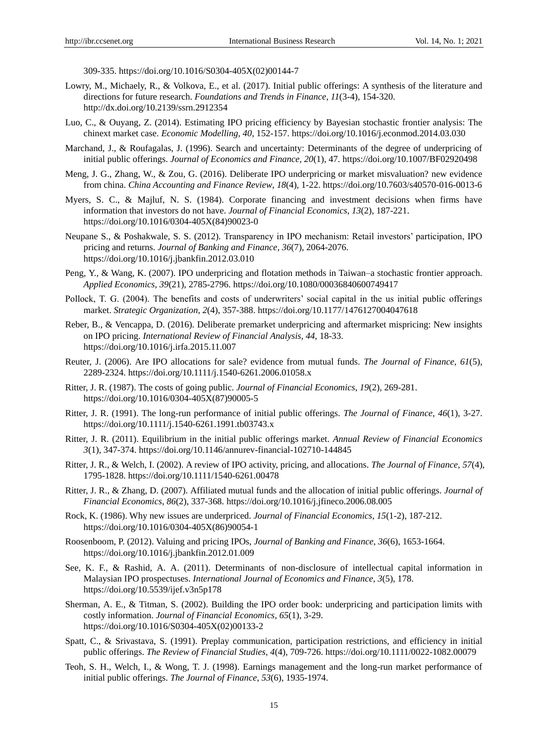309-335. https://doi.org/10.1016/S0304-405X(02)00144-7

Lowry, M., Michaely, R., & Volkova, E., et al. (2017). Initial public offerings: A synthesis of the literature and directions for future research. *Foundations and Trends in Finance*, *11*(3-4), 154-320. http://dx.doi.org/10.2139/ssrn.2912354

Luo, C., & Ouyang, Z. (2014). Estimating IPO pricing efficiency by Bayesian stochastic frontier analysis: The chinext market case. *Economic Modelling*, *40*, 152-157. https://doi.org/10.1016/j.econmod.2014.03.030

Marchand, J., & Roufagalas, J. (1996). Search and uncertainty: Determinants of the degree of underpricing of initial public offerings. *Journal of Economics and Finance*, *20*(1), 47. https://doi.org/10.1007/BF02920498

Meng, J. G., Zhang, W., & Zou, G. (2016). Deliberate IPO underpricing or market misvaluation? new evidence from china. *China Accounting and Finance Review*, *18*(4), 1-22. https://doi.org/10.7603/s40570-016-0013-6

Myers, S. C., & Majluf, N. S. (1984). Corporate financing and investment decisions when firms have information that investors do not have. *Journal of Financial Economics*, *13*(2), 187-221. https://doi.org/10.1016/0304-405X(84)90023-0

Neupane S., & Poshakwale, S. S. (2012). Transparency in IPO mechanism: Retail investors' participation, IPO pricing and returns. *Journal of Banking and Finance*, *36*(7), 2064-2076. https://doi.org/10.1016/j.jbankfin.2012.03.010

Peng, Y., & Wang, K. (2007). IPO underpricing and flotation methods in Taiwan–a stochastic frontier approach. *Applied Economics*, *39*(21), 2785-2796. https://doi.org/10.1080/00036840600749417

Pollock, T. G. (2004). The benefits and costs of underwriters' social capital in the us initial public offerings market. *Strategic Organization*, *2*(4), 357-388. https://doi.org/10.1177/1476127004047618

Reber, B., & Vencappa, D. (2016). Deliberate premarket underpricing and aftermarket mispricing: New insights on IPO pricing. *International Review of Financial Analysis*, *44*, 18-33. https://doi.org/10.1016/j.irfa.2015.11.007

Reuter, J. (2006). Are IPO allocations for sale? evidence from mutual funds. *The Journal of Finance*, *61*(5), 2289-2324. https://doi.org/10.1111/j.1540-6261.2006.01058.x

Ritter, J. R. (1987). The costs of going public. *Journal of Financial Economics*, *19*(2), 269-281. https://doi.org/10.1016/0304-405X(87)90005-5

Ritter, J. R. (1991). The long-run performance of initial public offerings. *The Journal of Finance*, *46*(1), 3-27. https://doi.org/10.1111/j.1540-6261.1991.tb03743.x

Ritter, J. R. (2011). Equilibrium in the initial public offerings market. *Annual Review of Financial Economics* *3*(1), 347-374. https://doi.org/10.1146/annurev-financial-102710-144845

Ritter, J. R., & Welch, I. (2002). A review of IPO activity, pricing, and allocations. *The Journal of Finance*, *57*(4), 1795-1828. https://doi.org/10.1111/1540-6261.00478

Ritter, J. R., & Zhang, D. (2007). Affiliated mutual funds and the allocation of initial public offerings. *Journal of Financial Economics*, *86*(2), 337-368. https://doi.org/10.1016/j.jfineco.2006.08.005

Rock, K. (1986). Why new issues are underpriced. *Journal of Financial Economics*, *15*(1-2), 187-212. https://doi.org/10.1016/0304-405X(86)90054-1

Roosenboom, P. (2012). Valuing and pricing IPOs, *Journal of Banking and Finance*, *36*(6), 1653-1664. https://doi.org/10.1016/j.jbankfin.2012.01.009

See, K. F., & Rashid, A. A. (2011). Determinants of non-disclosure of intellectual capital information in Malaysian IPO prospectuses. *International Journal of Economics and Finance*, *3*(5), 178. https://doi.org/10.5539/ijef.v3n5p178

Sherman, A. E., & Titman, S. (2002). Building the IPO order book: underpricing and participation limits with costly information. *Journal of Financial Economics*, *65*(1), 3-29. https://doi.org/10.1016/S0304-405X(02)00133-2

Spatt, C., & Srivastava, S. (1991). Preplay communication, participation restrictions, and efficiency in initial public offerings. *The Review of Financial Studies*, *4*(4), 709-726. https://doi.org/10.1111/0022-1082.00079

Teoh, S. H., Welch, I., & Wong, T. J. (1998). Earnings management and the long-run market performance of initial public offerings. *The Journal of Finance*, *53*(6), 1935-1974.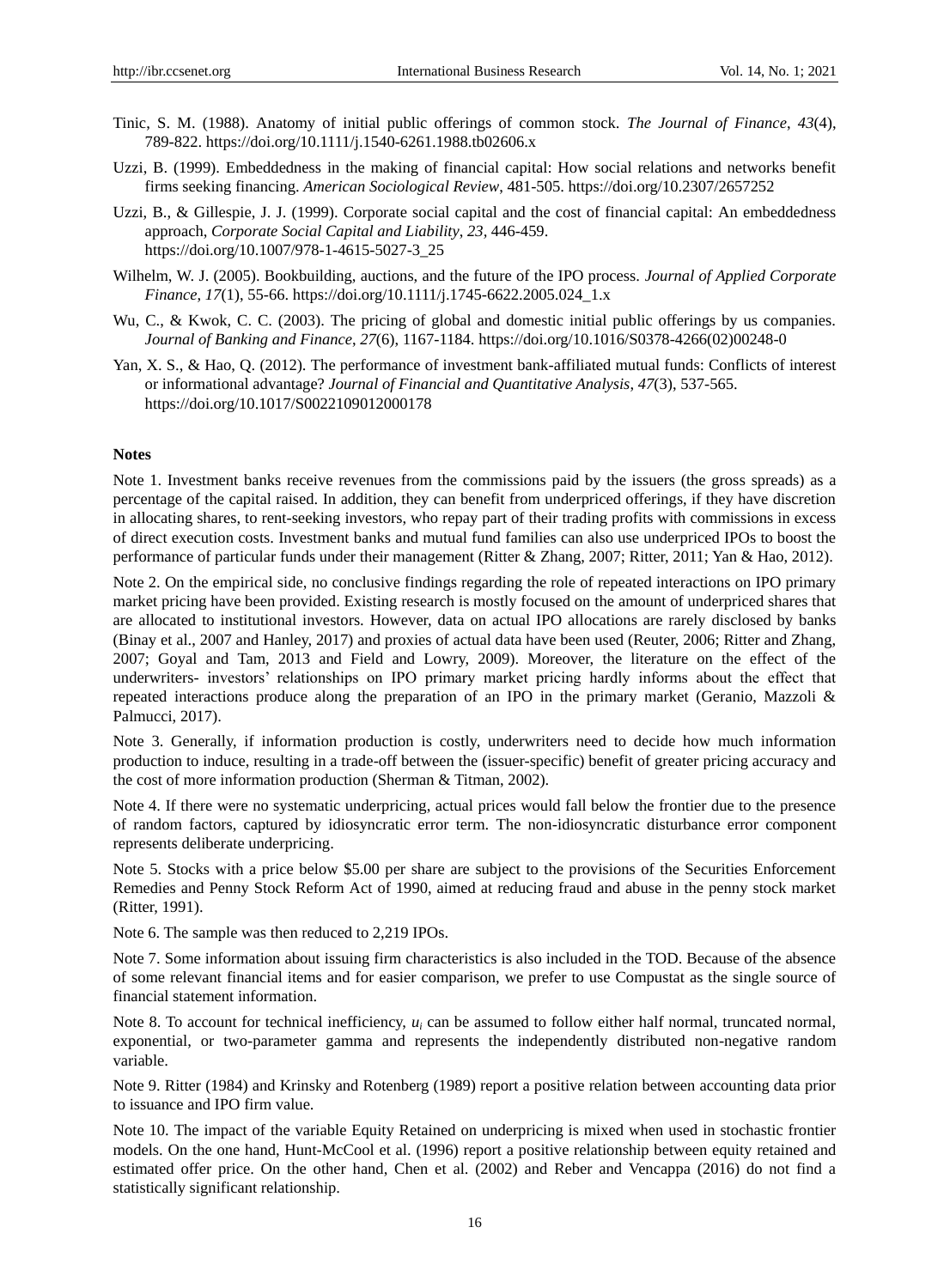Tinic, S. M. (1988). Anatomy of initial public offerings of common stock. *The Journal of Finance*, *43*(4), 789-822. https://doi.org/10.1111/j.1540-6261.1988.tb02606.x

Uzzi, B. (1999). Embeddedness in the making of financial capital: How social relations and networks benefit firms seeking financing. *American Sociological Review*, 481-505. https://doi.org/10.2307/2657252

Uzzi, B., & Gillespie, J. J. (1999). Corporate social capital and the cost of financial capital: An embeddedness approach, *Corporate Social Capital and Liability*, *23*, 446-459. https://doi.org/10.1007/978-1-4615-5027-3_25

Wilhelm, W. J. (2005). Bookbuilding, auctions, and the future of the IPO process. *Journal of Applied Corporate Finance*, *17*(1), 55-66. https://doi.org/10.1111/j.1745-6622.2005.024_1.x

Wu, C., & Kwok, C. C. (2003). The pricing of global and domestic initial public offerings by us companies. *Journal of Banking and Finance*, *27*(6), 1167-1184. https://doi.org/10.1016/S0378-4266(02)00248-0

Yan, X. S., & Hao, Q. (2012). The performance of investment bank-affiliated mutual funds: Conflicts of interest or informational advantage? *Journal of Financial and Quantitative Analysis*, *47*(3), 537-565. https://doi.org/10.1017/S0022109012000178

**Notes**

Note 1. Investment banks receive revenues from the commissions paid by the issuers (the gross spreads) as a percentage of the capital raised. In addition, they can benefit from underpriced offerings, if they have discretion in allocating shares, to rent-seeking investors, who repay part of their trading profits with commissions in excess of direct execution costs. Investment banks and mutual fund families can also use underpriced IPOs to boost the performance of particular funds under their management (Ritter & Zhang, 2007; Ritter, 2011; Yan & Hao, 2012).

Note 2. On the empirical side, no conclusive findings regarding the role of repeated interactions on IPO primary market pricing have been provided. Existing research is mostly focused on the amount of underpriced shares that are allocated to institutional investors. However, data on actual IPO allocations are rarely disclosed by banks (Binay et al., 2007 and Hanley, 2017) and proxies of actual data have been used (Reuter, 2006; Ritter and Zhang, 2007; Goyal and Tam, 2013 and Field and Lowry, 2009). Moreover, the literature on the effect of the underwriters- investors' relationships on IPO primary market pricing hardly informs about the effect that repeated interactions produce along the preparation of an IPO in the primary market (Geranio, Mazzoli & Palmucci, 2017).

Note 3. Generally, if information production is costly, underwriters need to decide how much information production to induce, resulting in a trade-off between the (issuer-specific) benefit of greater pricing accuracy and the cost of more information production (Sherman & Titman, 2002).

Note 4. If there were no systematic underpricing, actual prices would fall below the frontier due to the presence of random factors, captured by idiosyncratic error term. The non-idiosyncratic disturbance error component represents deliberate underpricing.

Note 5. Stocks with a price below $5.00 per share are subject to the provisions of the Securities Enforcement Remedies and Penny Stock Reform Act of 1990, aimed at reducing fraud and abuse in the penny stock market (Ritter, 1991).

Note 6. The sample was then reduced to 2,219 IPOs.

Note 7. Some information about issuing firm characteristics is also included in the TOD. Because of the absence of some relevant financial items and for easier comparison, we prefer to use Compustat as the single source of financial statement information.

Note 8. To account for technical inefficiency, $u_i$ can be assumed to follow either half normal, truncated normal, exponential, or two-parameter gamma and represents the independently distributed non-negative random variable.

Note 9. Ritter (1984) and Krinsky and Rotenberg (1989) report a positive relation between accounting data prior to issuance and IPO firm value.

Note 10. The impact of the variable Equity Retained on underpricing is mixed when used in stochastic frontier models. On the one hand, Hunt-McCool et al. (1996) report a positive relationship between equity retained and estimated offer price. On the other hand, Chen et al. (2002) and Reber and Vencappa (2016) do not find a statistically significant relationship.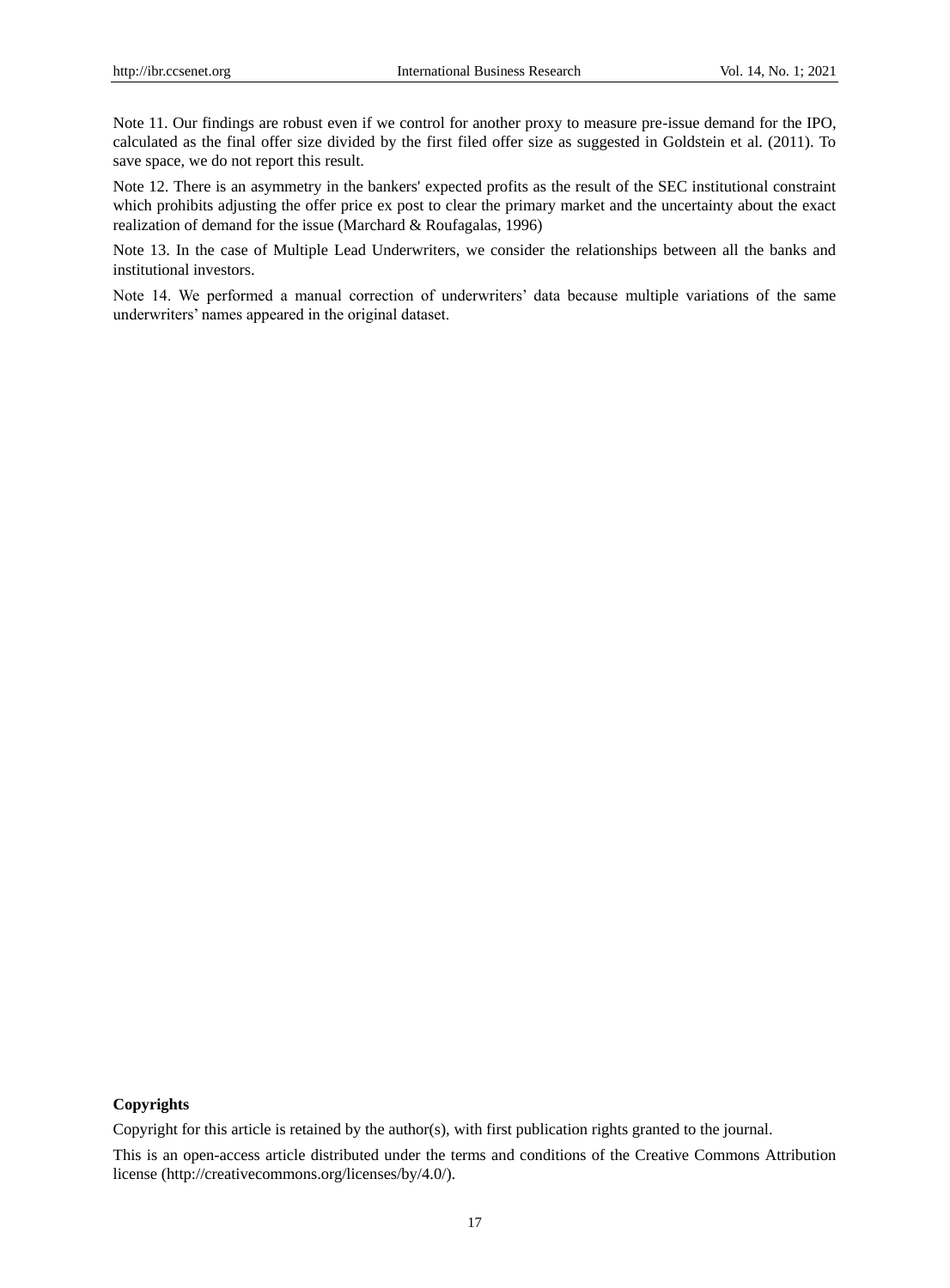Note 11. Our findings are robust even if we control for another proxy to measure pre-issue demand for the IPO, calculated as the final offer size divided by the first filed offer size as suggested in Goldstein et al. (2011). To save space, we do not report this result.

Note 12. There is an asymmetry in the bankers' expected profits as the result of the SEC institutional constraint which prohibits adjusting the offer price ex post to clear the primary market and the uncertainty about the exact realization of demand for the issue (Marchard & Roufagalas, 1996)

Note 13. In the case of Multiple Lead Underwriters, we consider the relationships between all the banks and institutional investors.

Note 14. We performed a manual correction of underwriters' data because multiple variations of the same underwriters' names appeared in the original dataset.

**Copyrights**

Copyright for this article is retained by the author(s), with first publication rights granted to the journal.

This is an open-access article distributed under the terms and conditions of the Creative Commons Attribution license (http://creativecommons.org/licenses/by/4.0/).